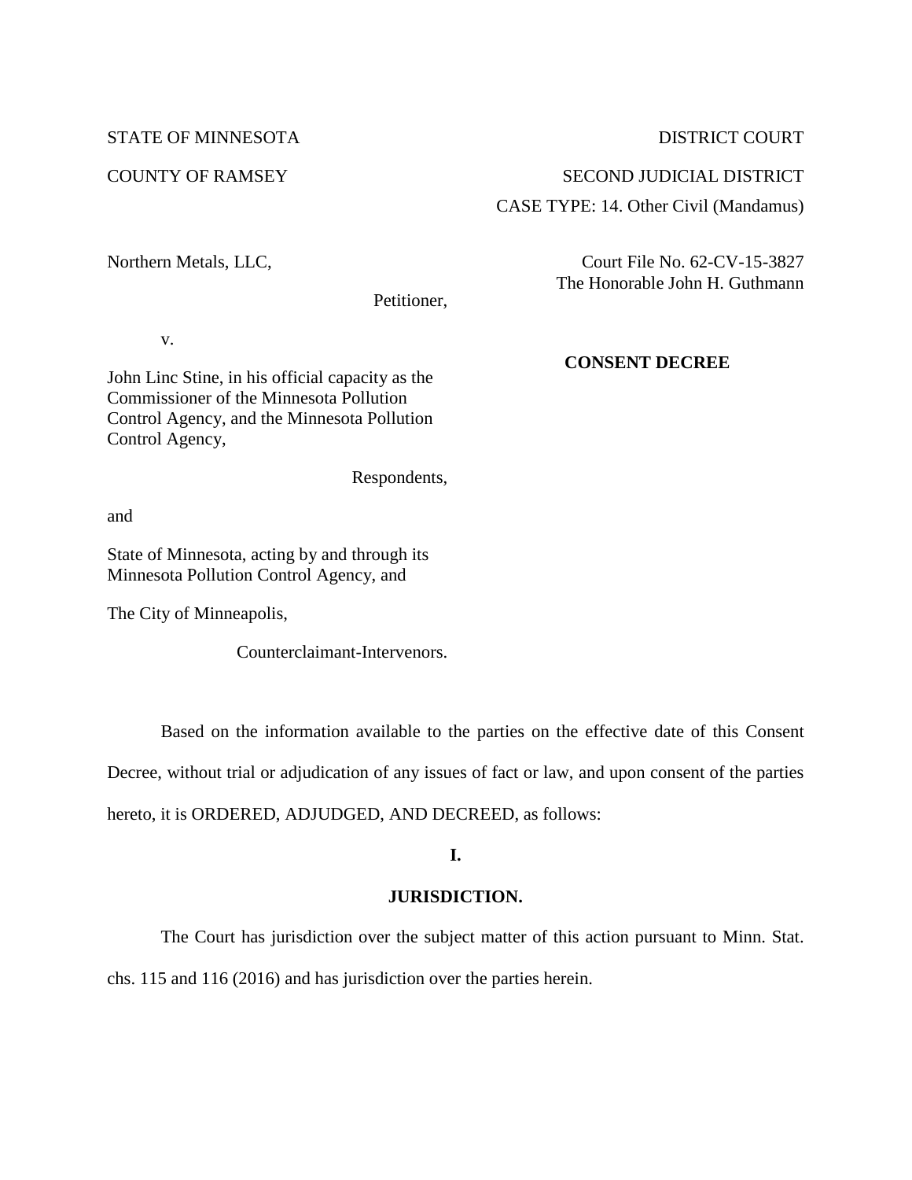STATE OF MINNESOTA DISTRICT COURT

COUNTY OF RAMSEY SECOND JUDICIAL DISTRICT

CASE TYPE: 14. Other Civil (Mandamus)

Northern Metals, LLC,

Petitioner,

v.

John Linc Stine, in his official capacity as the Commissioner of the Minnesota Pollution Control Agency, and the Minnesota Pollution Control Agency,

Respondents,

and

State of Minnesota, acting by and through its Minnesota Pollution Control Agency, and

The City of Minneapolis,

Counterclaimant-Intervenors.

Court File No. 62-CV-15-3827

The Honorable John H. Guthmann

**CONSENT DECREE**

Based on the information available to the parties on the effective date of this Consent Decree, without trial or adjudication of any issues of fact or law, and upon consent of the parties hereto, it is ORDERED, ADJUDGED, AND DECREED, as follows:

## I.

## JURISDICTION.

The Court has jurisdiction over the subject matter of this action pursuant to Minn. Stat. chs. 115 and 116 (2016) and has jurisdiction over the parties herein.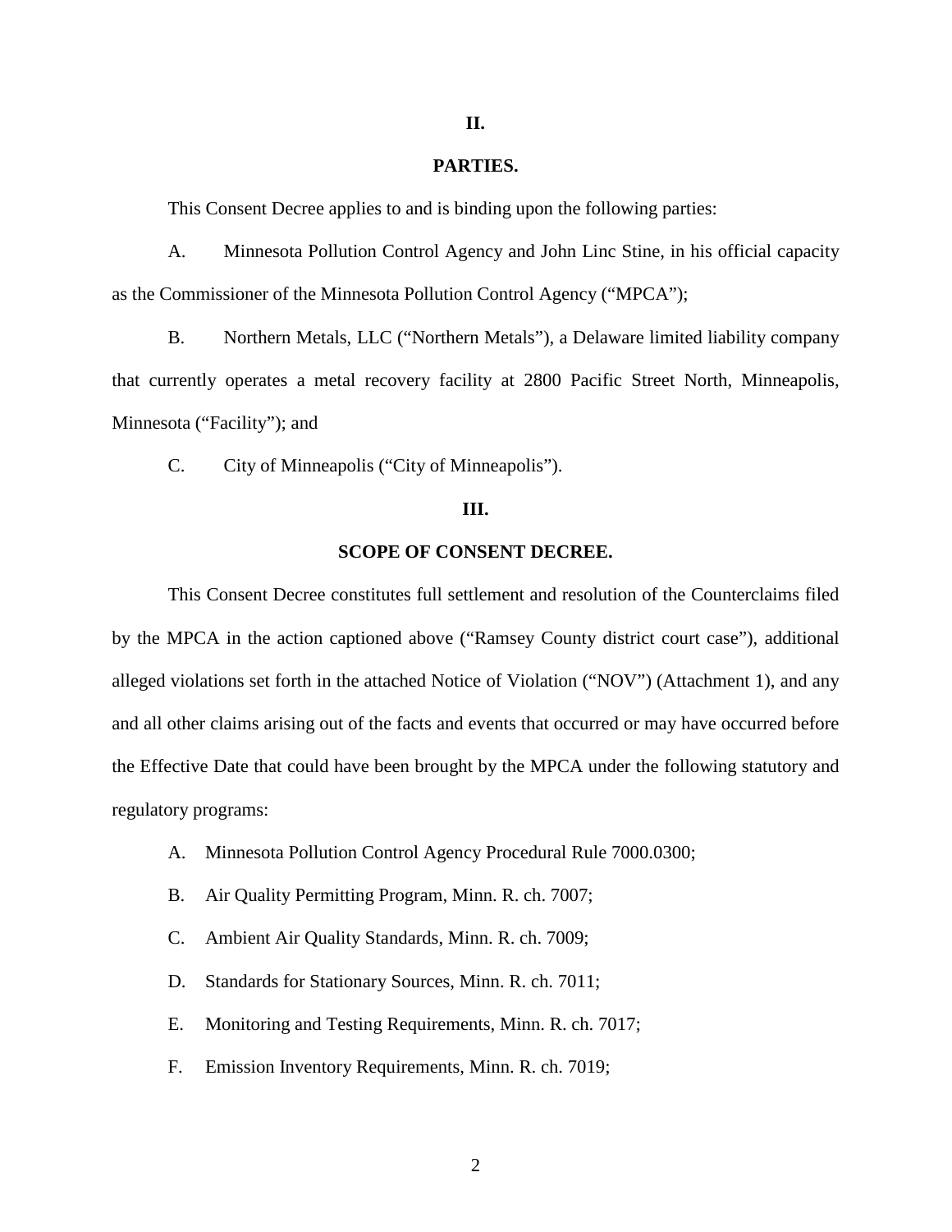## II.

## PARTIES.

This Consent Decree applies to and is binding upon the following parties:

A. Minnesota Pollution Control Agency and John Linc Stine, in his official capacity as the Commissioner of the Minnesota Pollution Control Agency ("MPCA");

B. Northern Metals, LLC ("Northern Metals"), a Delaware limited liability company that currently operates a metal recovery facility at 2800 Pacific Street North, Minneapolis, Minnesota ("Facility"); and

C. City of Minneapolis ("City of Minneapolis").

## III.

## SCOPE OF CONSENT DECREE.

This Consent Decree constitutes full settlement and resolution of the Counterclaims filed by the MPCA in the action captioned above ("Ramsey County district court case"), additional alleged violations set forth in the attached Notice of Violation ("NOV") (Attachment 1), and any and all other claims arising out of the facts and events that occurred or may have occurred before the Effective Date that could have been brought by the MPCA under the following statutory and regulatory programs:

A. Minnesota Pollution Control Agency Procedural Rule 7000.0300;

B. Air Quality Permitting Program, Minn. R. ch. 7007;

C. Ambient Air Quality Standards, Minn. R. ch. 7009;

D. Standards for Stationary Sources, Minn. R. ch. 7011;

E. Monitoring and Testing Requirements, Minn. R. ch. 7017;

F. Emission Inventory Requirements, Minn. R. ch. 7019;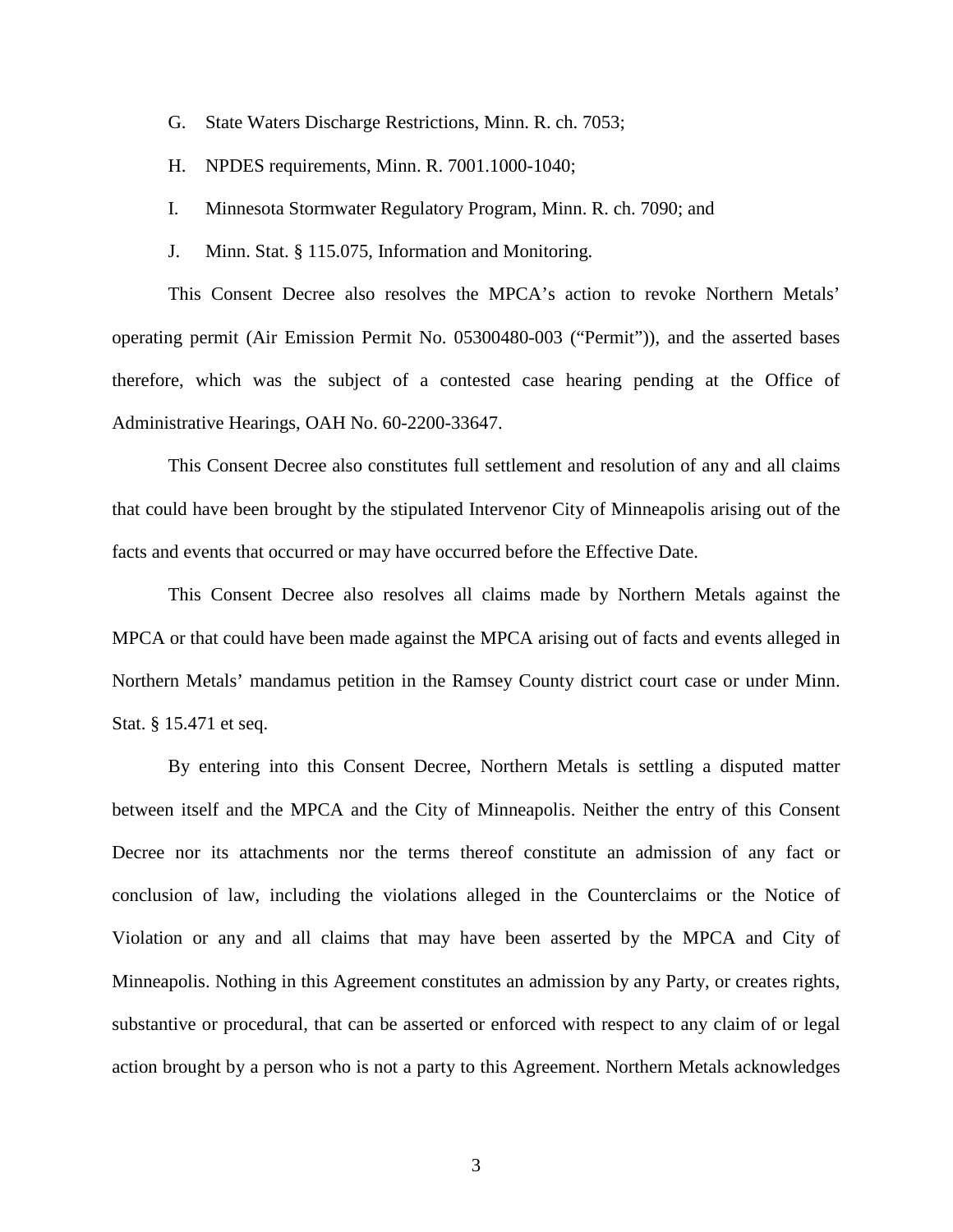G. State Waters Discharge Restrictions, Minn. R. ch. 7053;

H. NPDES requirements, Minn. R. 7001.1000-1040;

I. Minnesota Stormwater Regulatory Program, Minn. R. ch. 7090; and

J. Minn. Stat. § 115.075, Information and Monitoring.

This Consent Decree also resolves the MPCA's action to revoke Northern Metals' operating permit (Air Emission Permit No. 05300480-003 ("Permit")), and the asserted bases therefore, which was the subject of a contested case hearing pending at the Office of Administrative Hearings, OAH No. 60-2200-33647.

This Consent Decree also constitutes full settlement and resolution of any and all claims that could have been brought by the stipulated Intervenor City of Minneapolis arising out of the facts and events that occurred or may have occurred before the Effective Date.

This Consent Decree also resolves all claims made by Northern Metals against the MPCA or that could have been made against the MPCA arising out of facts and events alleged in Northern Metals' mandamus petition in the Ramsey County district court case or under Minn. Stat. § 15.471 et seq.

By entering into this Consent Decree, Northern Metals is settling a disputed matter between itself and the MPCA and the City of Minneapolis. Neither the entry of this Consent Decree nor its attachments nor the terms thereof constitute an admission of any fact or conclusion of law, including the violations alleged in the Counterclaims or the Notice of Violation or any and all claims that may have been asserted by the MPCA and City of Minneapolis. Nothing in this Agreement constitutes an admission by any Party, or creates rights, substantive or procedural, that can be asserted or enforced with respect to any claim of or legal action brought by a person who is not a party to this Agreement. Northern Metals acknowledges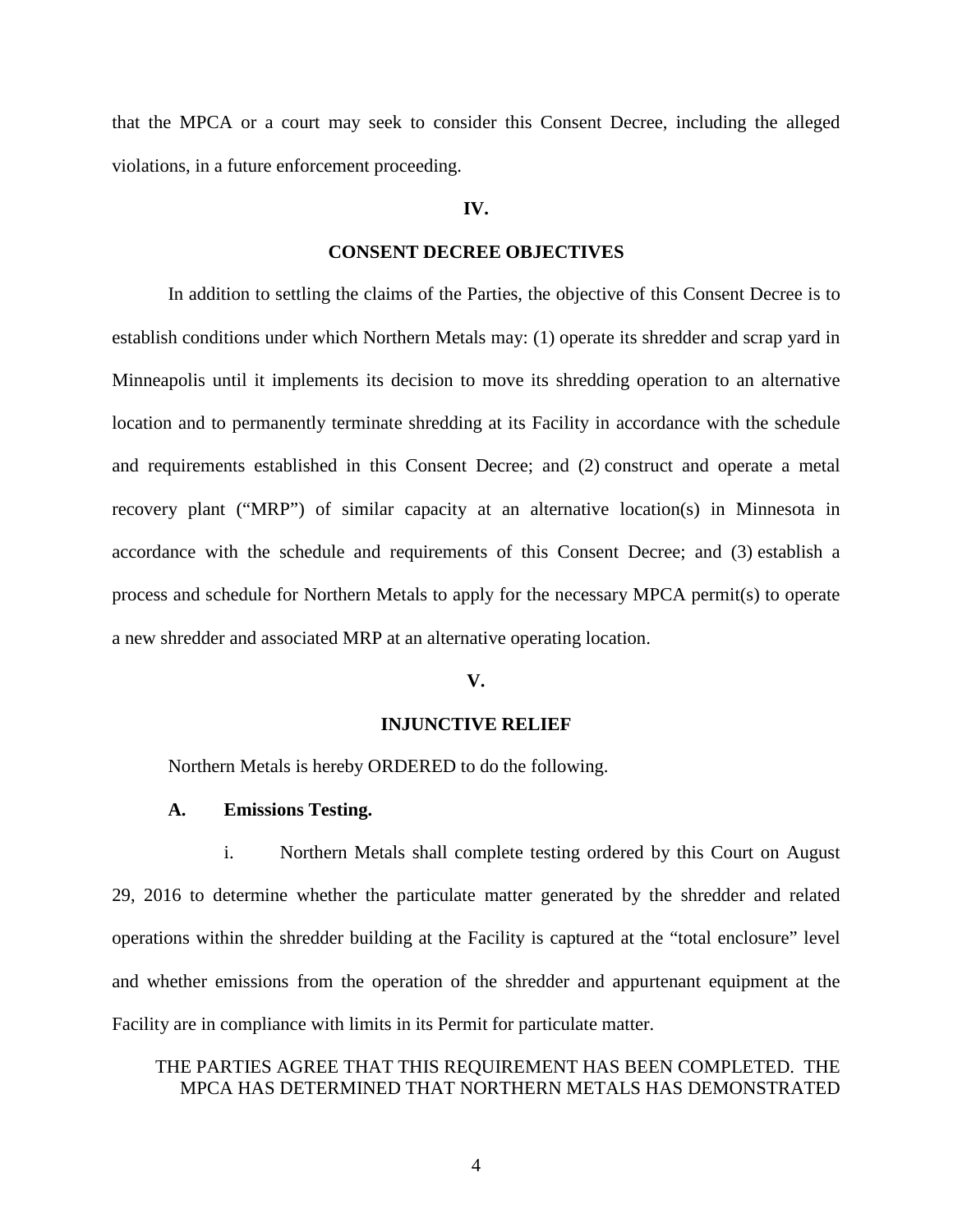that the MPCA or a court may seek to consider this Consent Decree, including the alleged violations, in a future enforcement proceeding.

## IV.

## CONSENT DECREE OBJECTIVES

In addition to settling the claims of the Parties, the objective of this Consent Decree is to establish conditions under which Northern Metals may: (1) operate its shredder and scrap yard in Minneapolis until it implements its decision to move its shredding operation to an alternative location and to permanently terminate shredding at its Facility in accordance with the schedule and requirements established in this Consent Decree; and (2) construct and operate a metal recovery plant ("MRP") of similar capacity at an alternative location(s) in Minnesota in accordance with the schedule and requirements of this Consent Decree; and (3) establish a process and schedule for Northern Metals to apply for the necessary MPCA permit(s) to operate a new shredder and associated MRP at an alternative operating location.

## V.

## INJUNCTIVE RELIEF

Northern Metals is hereby ORDERED to do the following.

**A. Emissions Testing.**

i. Northern Metals shall complete testing ordered by this Court on August 29, 2016 to determine whether the particulate matter generated by the shredder and related operations within the shredder building at the Facility is captured at the "total enclosure" level and whether emissions from the operation of the shredder and appurtenant equipment at the Facility are in compliance with limits in its Permit for particulate matter.

THE PARTIES AGREE THAT THIS REQUIREMENT HAS BEEN COMPLETED. THE MPCA HAS DETERMINED THAT NORTHERN METALS HAS DEMONSTRATED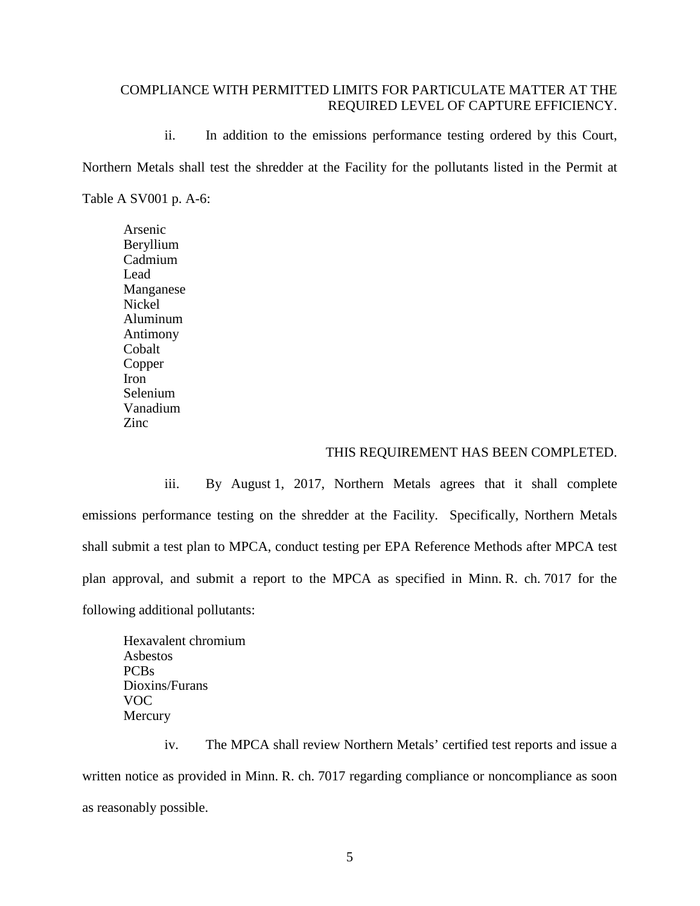COMPLIANCE WITH PERMITTED LIMITS FOR PARTICULATE MATTER AT THE REQUIRED LEVEL OF CAPTURE EFFICIENCY.

ii. In addition to the emissions performance testing ordered by this Court, Northern Metals shall test the shredder at the Facility for the pollutants listed in the Permit at Table A SV001 p. A-6:

Arsenic
Beryllium
Cadmium
Lead
Manganese
Nickel
Aluminum
Antimony
Cobalt
Copper
Iron
Selenium
Vanadium
Zinc

THIS REQUIREMENT HAS BEEN COMPLETED.

iii. By August 1, 2017, Northern Metals agrees that it shall complete emissions performance testing on the shredder at the Facility. Specifically, Northern Metals shall submit a test plan to MPCA, conduct testing per EPA Reference Methods after MPCA test plan approval, and submit a report to the MPCA as specified in Minn. R. ch. 7017 for the following additional pollutants:

Hexavalent chromium
Asbestos
PCBs
Dioxins/Furans
VOC
Mercury

iv. The MPCA shall review Northern Metals' certified test reports and issue a written notice as provided in Minn. R. ch. 7017 regarding compliance or noncompliance as soon as reasonably possible.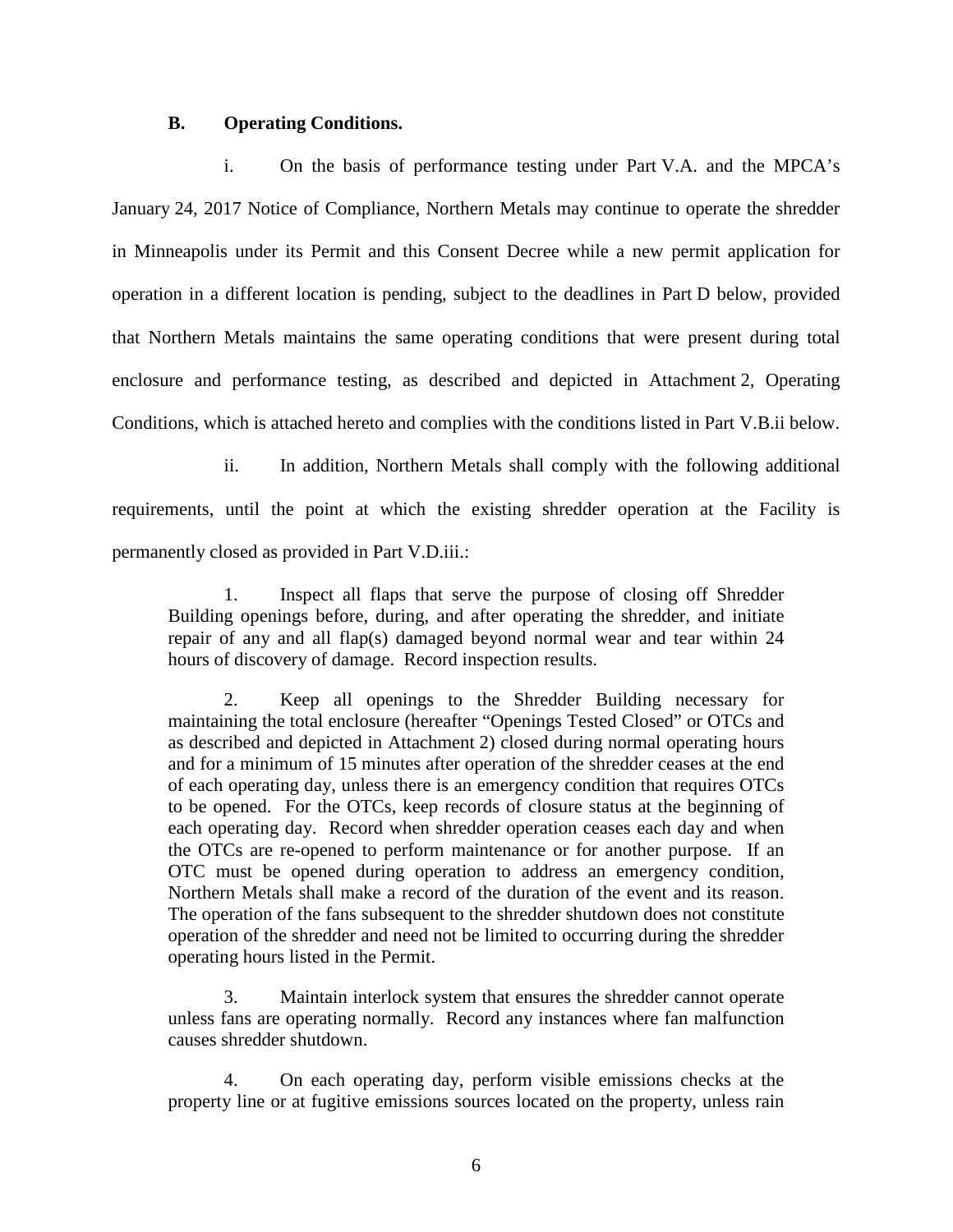### B. Operating Conditions.

i. On the basis of performance testing under Part V.A. and the MPCA's January 24, 2017 Notice of Compliance, Northern Metals may continue to operate the shredder in Minneapolis under its Permit and this Consent Decree while a new permit application for operation in a different location is pending, subject to the deadlines in Part D below, provided that Northern Metals maintains the same operating conditions that were present during total enclosure and performance testing, as described and depicted in Attachment 2, Operating Conditions, which is attached hereto and complies with the conditions listed in Part V.B.ii below.

ii. In addition, Northern Metals shall comply with the following additional requirements, until the point at which the existing shredder operation at the Facility is permanently closed as provided in Part V.D.iii.:

> 1. Inspect all flaps that serve the purpose of closing off Shredder Building openings before, during, and after operating the shredder, and initiate repair of any and all flap(s) damaged beyond normal wear and tear within 24 hours of discovery of damage. Record inspection results.
>
> 2. Keep all openings to the Shredder Building necessary for maintaining the total enclosure (hereafter "Openings Tested Closed" or OTCs and as described and depicted in Attachment 2) closed during normal operating hours and for a minimum of 15 minutes after operation of the shredder ceases at the end of each operating day, unless there is an emergency condition that requires OTCs to be opened. For the OTCs, keep records of closure status at the beginning of each operating day. Record when shredder operation ceases each day and when the OTCs are re-opened to perform maintenance or for another purpose. If an OTC must be opened during operation to address an emergency condition, Northern Metals shall make a record of the duration of the event and its reason. The operation of the fans subsequent to the shredder shutdown does not constitute operation of the shredder and need not be limited to occurring during the shredder operating hours listed in the Permit.
>
> 3. Maintain interlock system that ensures the shredder cannot operate unless fans are operating normally. Record any instances where fan malfunction causes shredder shutdown.
>
> 4. On each operating day, perform visible emissions checks at the property line or at fugitive emissions sources located on the property, unless rain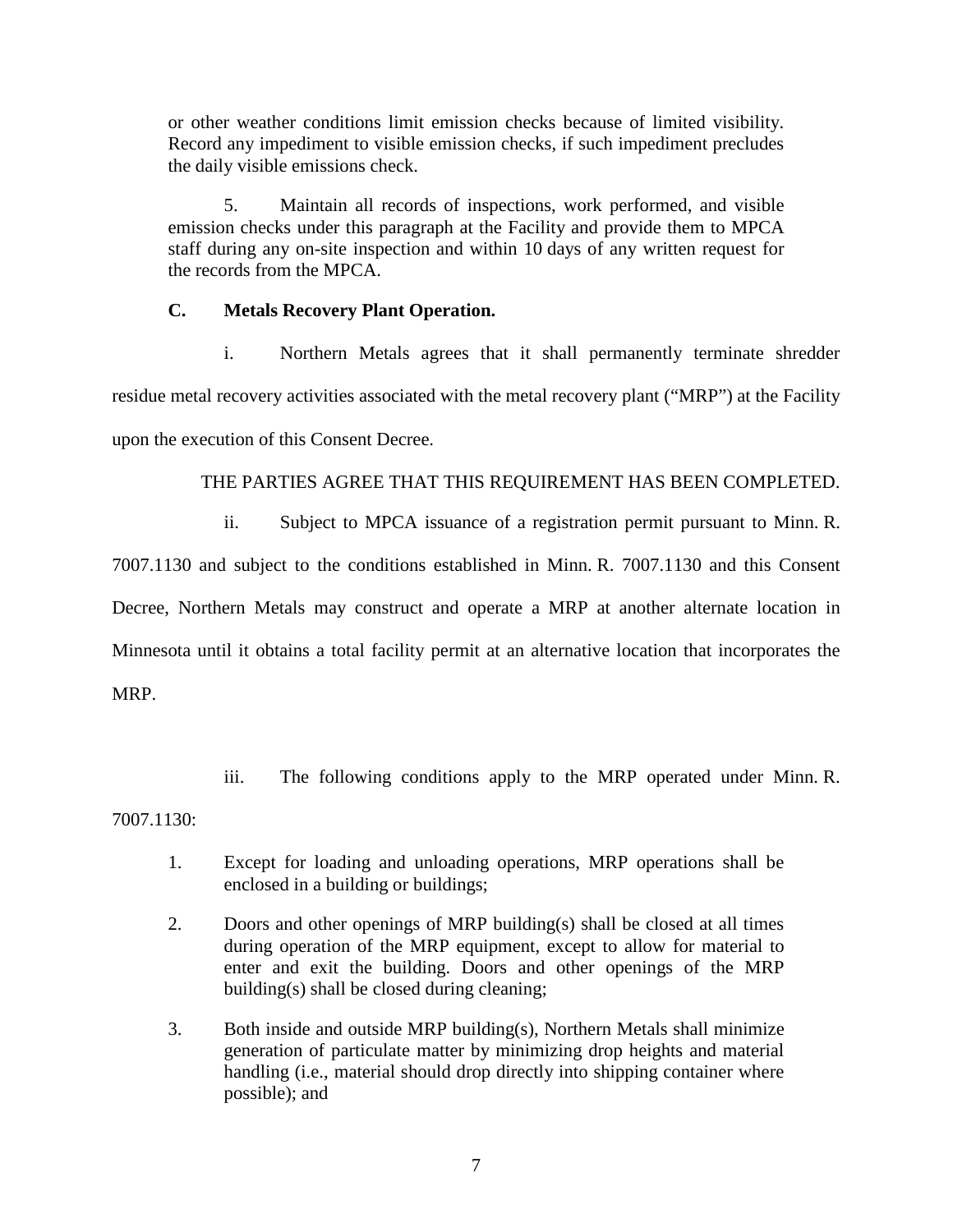or other weather conditions limit emission checks because of limited visibility. Record any impediment to visible emission checks, if such impediment precludes the daily visible emissions check.

5. Maintain all records of inspections, work performed, and visible emission checks under this paragraph at the Facility and provide them to MPCA staff during any on-site inspection and within 10 days of any written request for the records from the MPCA.

**C. Metals Recovery Plant Operation.**

i. Northern Metals agrees that it shall permanently terminate shredder residue metal recovery activities associated with the metal recovery plant ("MRP") at the Facility upon the execution of this Consent Decree.

THE PARTIES AGREE THAT THIS REQUIREMENT HAS BEEN COMPLETED.

ii. Subject to MPCA issuance of a registration permit pursuant to Minn. R. 7007.1130 and subject to the conditions established in Minn. R. 7007.1130 and this Consent Decree, Northern Metals may construct and operate a MRP at another alternate location in Minnesota until it obtains a total facility permit at an alternative location that incorporates the MRP.

iii. The following conditions apply to the MRP operated under Minn. R. 7007.1130:

1. Except for loading and unloading operations, MRP operations shall be enclosed in a building or buildings;

2. Doors and other openings of MRP building(s) shall be closed at all times during operation of the MRP equipment, except to allow for material to enter and exit the building. Doors and other openings of the MRP building(s) shall be closed during cleaning;

3. Both inside and outside MRP building(s), Northern Metals shall minimize generation of particulate matter by minimizing drop heights and material handling (i.e., material should drop directly into shipping container where possible); and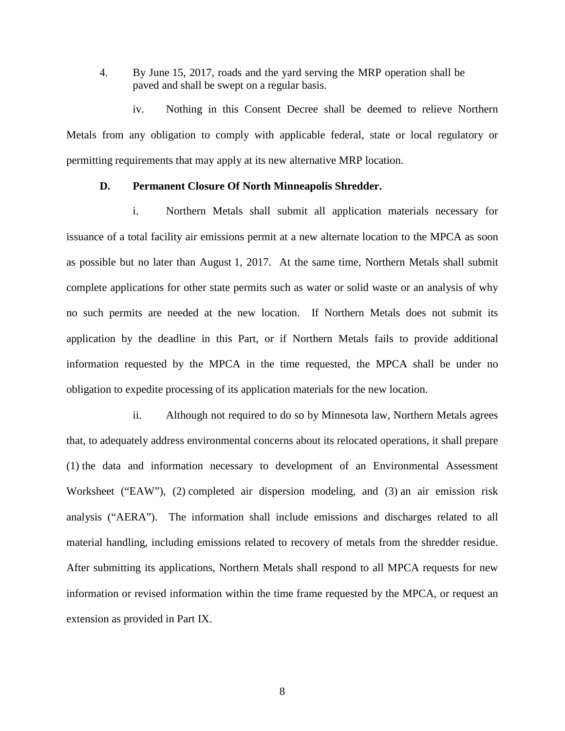4. By June 15, 2017, roads and the yard serving the MRP operation shall be paved and shall be swept on a regular basis.

iv. Nothing in this Consent Decree shall be deemed to relieve Northern Metals from any obligation to comply with applicable federal, state or local regulatory or permitting requirements that may apply at its new alternative MRP location.

**D. Permanent Closure Of North Minneapolis Shredder.**

i. Northern Metals shall submit all application materials necessary for issuance of a total facility air emissions permit at a new alternate location to the MPCA as soon as possible but no later than August 1, 2017. At the same time, Northern Metals shall submit complete applications for other state permits such as water or solid waste or an analysis of why no such permits are needed at the new location. If Northern Metals does not submit its application by the deadline in this Part, or if Northern Metals fails to provide additional information requested by the MPCA in the time requested, the MPCA shall be under no obligation to expedite processing of its application materials for the new location.

ii. Although not required to do so by Minnesota law, Northern Metals agrees that, to adequately address environmental concerns about its relocated operations, it shall prepare (1) the data and information necessary to development of an Environmental Assessment Worksheet ("EAW"), (2) completed air dispersion modeling, and (3) an air emission risk analysis ("AERA"). The information shall include emissions and discharges related to all material handling, including emissions related to recovery of metals from the shredder residue. After submitting its applications, Northern Metals shall respond to all MPCA requests for new information or revised information within the time frame requested by the MPCA, or request an extension as provided in Part IX.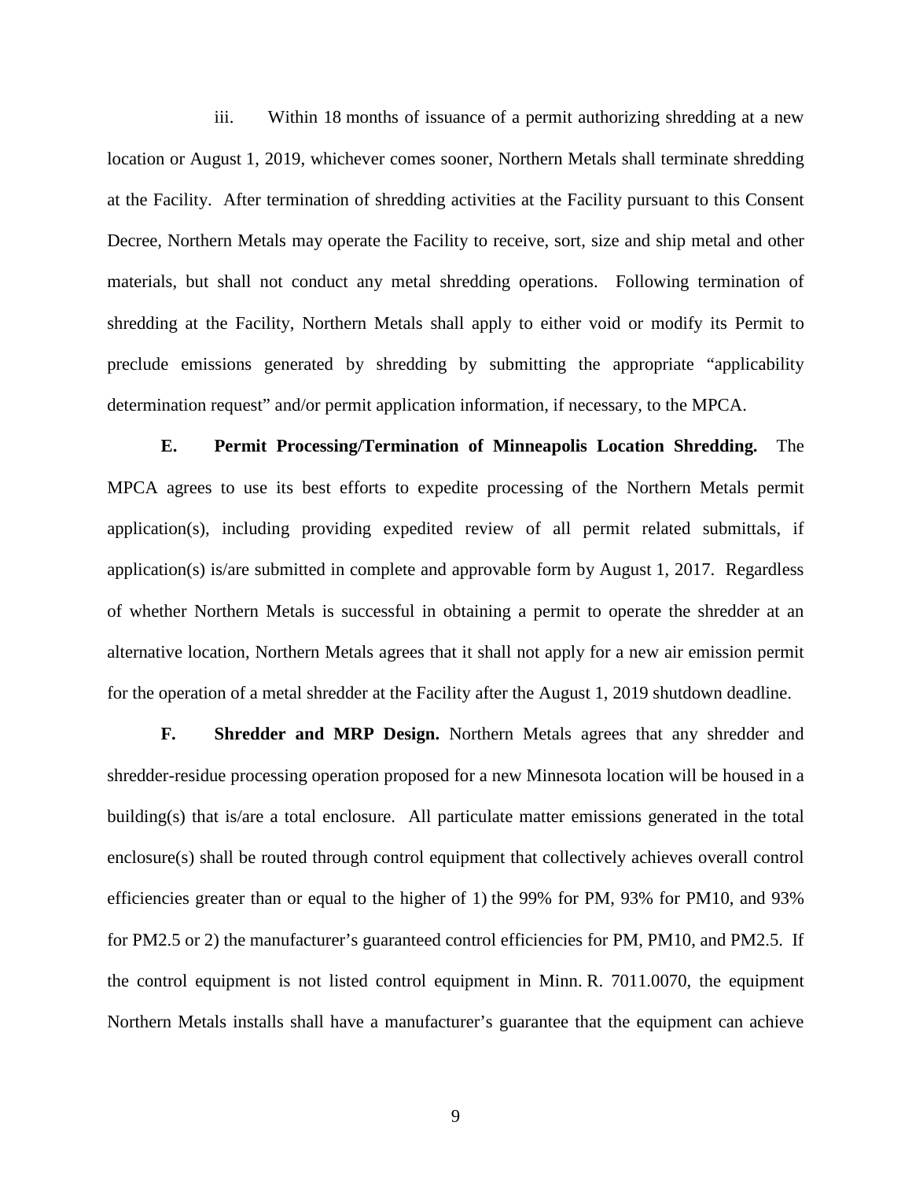iii. Within 18 months of issuance of a permit authorizing shredding at a new location or August 1, 2019, whichever comes sooner, Northern Metals shall terminate shredding at the Facility. After termination of shredding activities at the Facility pursuant to this Consent Decree, Northern Metals may operate the Facility to receive, sort, size and ship metal and other materials, but shall not conduct any metal shredding operations. Following termination of shredding at the Facility, Northern Metals shall apply to either void or modify its Permit to preclude emissions generated by shredding by submitting the appropriate "applicability determination request" and/or permit application information, if necessary, to the MPCA.

**E. Permit Processing/Termination of Minneapolis Location Shredding.** The MPCA agrees to use its best efforts to expedite processing of the Northern Metals permit application(s), including providing expedited review of all permit related submittals, if application(s) is/are submitted in complete and approvable form by August 1, 2017. Regardless of whether Northern Metals is successful in obtaining a permit to operate the shredder at an alternative location, Northern Metals agrees that it shall not apply for a new air emission permit for the operation of a metal shredder at the Facility after the August 1, 2019 shutdown deadline.

**F. Shredder and MRP Design.** Northern Metals agrees that any shredder and shredder-residue processing operation proposed for a new Minnesota location will be housed in a building(s) that is/are a total enclosure. All particulate matter emissions generated in the total enclosure(s) shall be routed through control equipment that collectively achieves overall control efficiencies greater than or equal to the higher of 1) the 99% for PM, 93% for PM10, and 93% for PM2.5 or 2) the manufacturer's guaranteed control efficiencies for PM, PM10, and PM2.5. If the control equipment is not listed control equipment in Minn. R. 7011.0070, the equipment Northern Metals installs shall have a manufacturer's guarantee that the equipment can achieve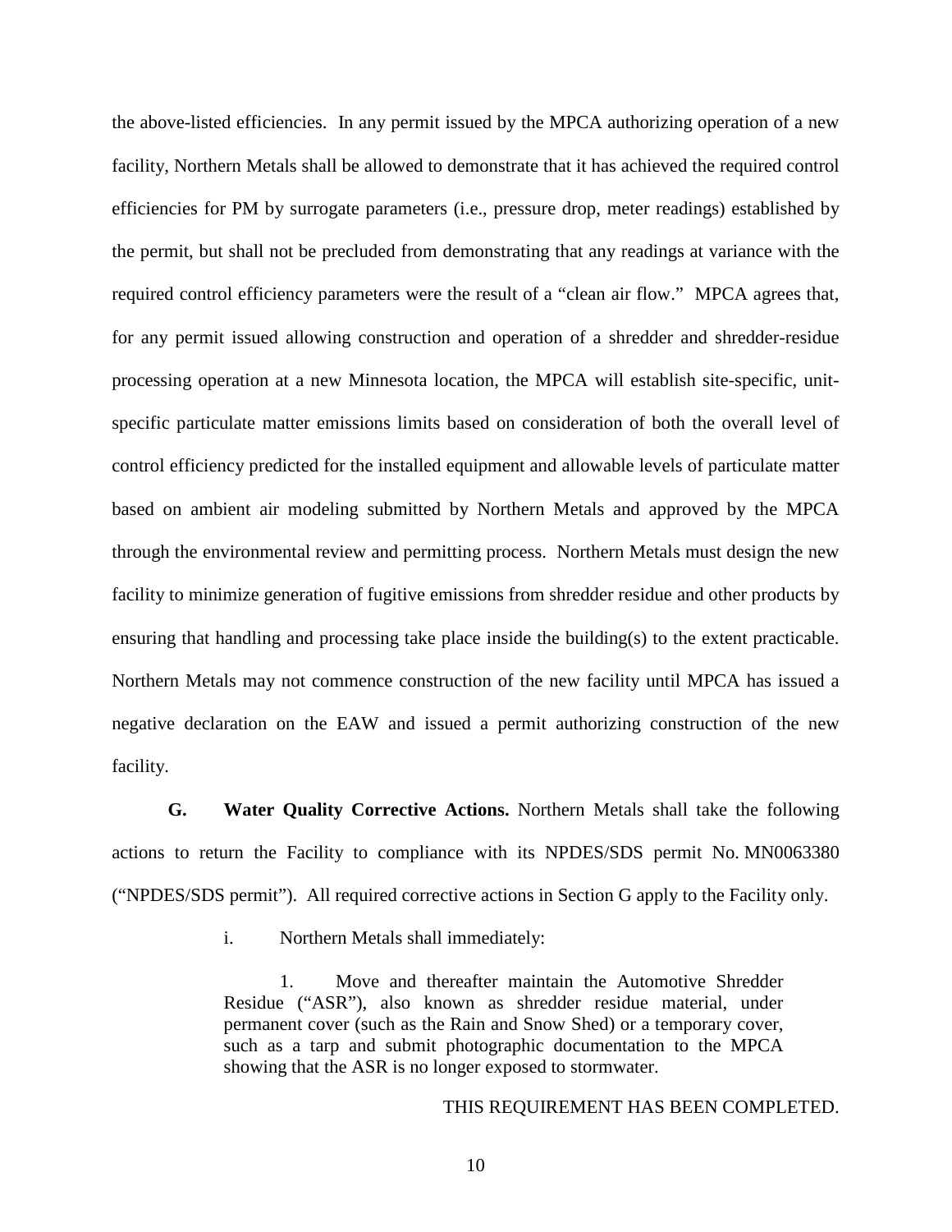the above-listed efficiencies. In any permit issued by the MPCA authorizing operation of a new facility, Northern Metals shall be allowed to demonstrate that it has achieved the required control efficiencies for PM by surrogate parameters (i.e., pressure drop, meter readings) established by the permit, but shall not be precluded from demonstrating that any readings at variance with the required control efficiency parameters were the result of a "clean air flow." MPCA agrees that, for any permit issued allowing construction and operation of a shredder and shredder-residue processing operation at a new Minnesota location, the MPCA will establish site-specific, unit-specific particulate matter emissions limits based on consideration of both the overall level of control efficiency predicted for the installed equipment and allowable levels of particulate matter based on ambient air modeling submitted by Northern Metals and approved by the MPCA through the environmental review and permitting process. Northern Metals must design the new facility to minimize generation of fugitive emissions from shredder residue and other products by ensuring that handling and processing take place inside the building(s) to the extent practicable. Northern Metals may not commence construction of the new facility until MPCA has issued a negative declaration on the EAW and issued a permit authorizing construction of the new facility.

**G. Water Quality Corrective Actions.** Northern Metals shall take the following actions to return the Facility to compliance with its NPDES/SDS permit No. MN0063380 ("NPDES/SDS permit"). All required corrective actions in Section G apply to the Facility only.

i. Northern Metals shall immediately:

1. Move and thereafter maintain the Automotive Shredder Residue ("ASR"), also known as shredder residue material, under permanent cover (such as the Rain and Snow Shed) or a temporary cover, such as a tarp and submit photographic documentation to the MPCA showing that the ASR is no longer exposed to stormwater.

THIS REQUIREMENT HAS BEEN COMPLETED.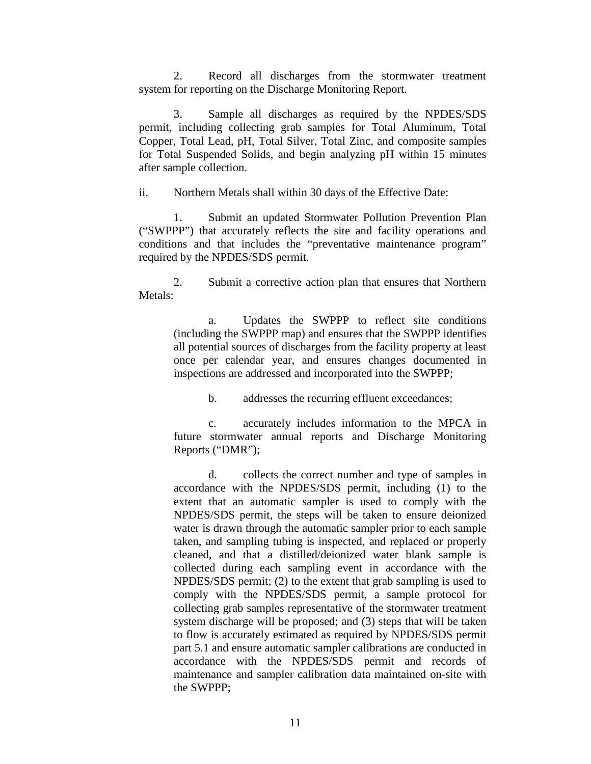2. Record all discharges from the stormwater treatment system for reporting on the Discharge Monitoring Report.

3. Sample all discharges as required by the NPDES/SDS permit, including collecting grab samples for Total Aluminum, Total Copper, Total Lead, pH, Total Silver, Total Zinc, and composite samples for Total Suspended Solids, and begin analyzing pH within 15 minutes after sample collection.

ii. Northern Metals shall within 30 days of the Effective Date:

1. Submit an updated Stormwater Pollution Prevention Plan ("SWPPP") that accurately reflects the site and facility operations and conditions and that includes the "preventative maintenance program" required by the NPDES/SDS permit.

2. Submit a corrective action plan that ensures that Northern Metals:

a. Updates the SWPPP to reflect site conditions (including the SWPPP map) and ensures that the SWPPP identifies all potential sources of discharges from the facility property at least once per calendar year, and ensures changes documented in inspections are addressed and incorporated into the SWPPP;

b. addresses the recurring effluent exceedances;

c. accurately includes information to the MPCA in future stormwater annual reports and Discharge Monitoring Reports ("DMR");

d. collects the correct number and type of samples in accordance with the NPDES/SDS permit, including (1) to the extent that an automatic sampler is used to comply with the NPDES/SDS permit, the steps will be taken to ensure deionized water is drawn through the automatic sampler prior to each sample taken, and sampling tubing is inspected, and replaced or properly cleaned, and that a distilled/deionized water blank sample is collected during each sampling event in accordance with the NPDES/SDS permit; (2) to the extent that grab sampling is used to comply with the NPDES/SDS permit, a sample protocol for collecting grab samples representative of the stormwater treatment system discharge will be proposed; and (3) steps that will be taken to flow is accurately estimated as required by NPDES/SDS permit part 5.1 and ensure automatic sampler calibrations are conducted in accordance with the NPDES/SDS permit and records of maintenance and sampler calibration data maintained on-site with the SWPPP;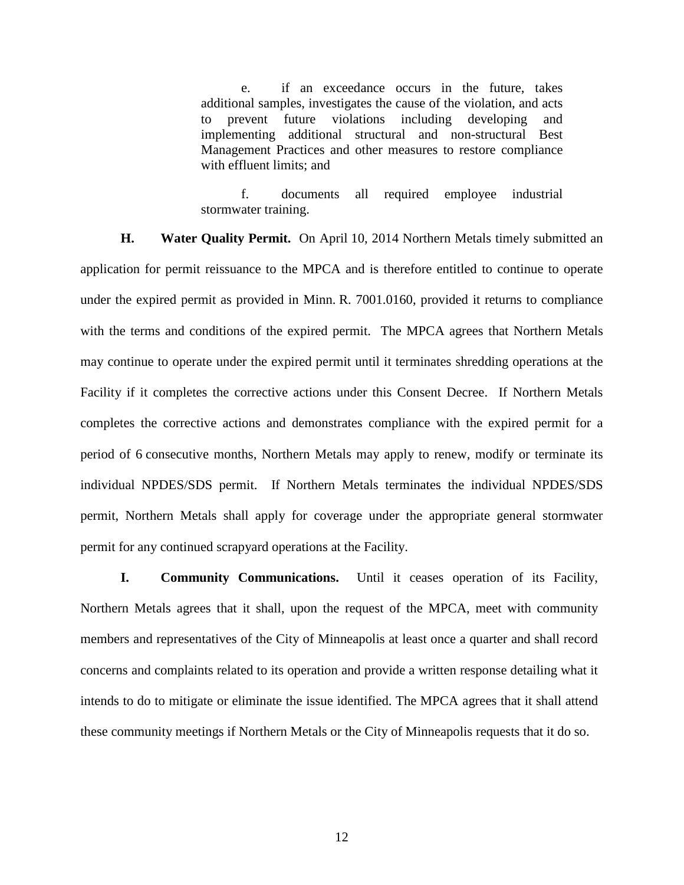e. if an exceedance occurs in the future, takes additional samples, investigates the cause of the violation, and acts to prevent future violations including developing and implementing additional structural and non-structural Best Management Practices and other measures to restore compliance with effluent limits; and

f. documents all required employee industrial stormwater training.

**H. Water Quality Permit.** On April 10, 2014 Northern Metals timely submitted an application for permit reissuance to the MPCA and is therefore entitled to continue to operate under the expired permit as provided in Minn. R. 7001.0160, provided it returns to compliance with the terms and conditions of the expired permit. The MPCA agrees that Northern Metals may continue to operate under the expired permit until it terminates shredding operations at the Facility if it completes the corrective actions under this Consent Decree. If Northern Metals completes the corrective actions and demonstrates compliance with the expired permit for a period of 6 consecutive months, Northern Metals may apply to renew, modify or terminate its individual NPDES/SDS permit. If Northern Metals terminates the individual NPDES/SDS permit, Northern Metals shall apply for coverage under the appropriate general stormwater permit for any continued scrapyard operations at the Facility.

**I. Community Communications.** Until it ceases operation of its Facility, Northern Metals agrees that it shall, upon the request of the MPCA, meet with community members and representatives of the City of Minneapolis at least once a quarter and shall record concerns and complaints related to its operation and provide a written response detailing what it intends to do to mitigate or eliminate the issue identified. The MPCA agrees that it shall attend these community meetings if Northern Metals or the City of Minneapolis requests that it do so.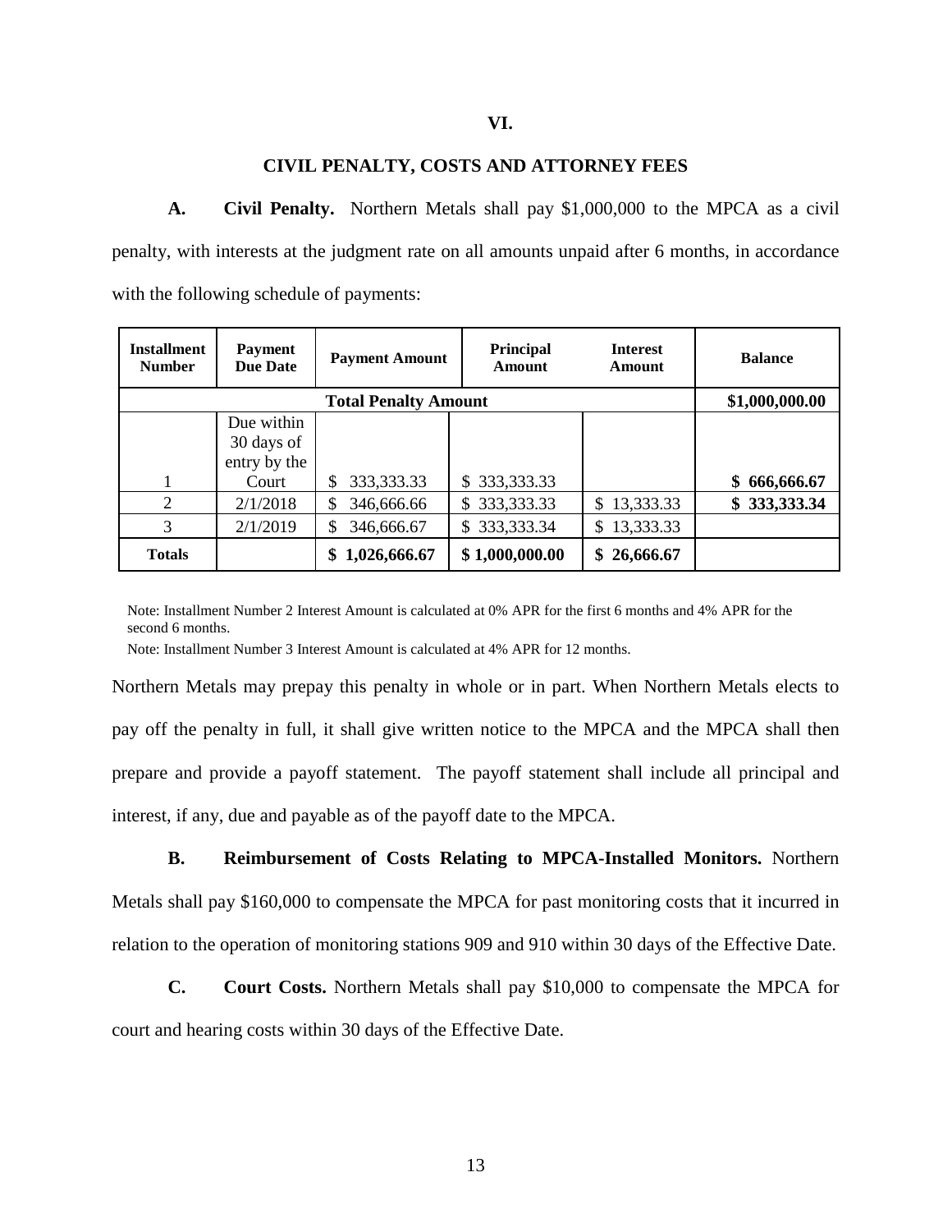## VI.

## CIVIL PENALTY, COSTS AND ATTORNEY FEES

**A. Civil Penalty.** Northern Metals shall pay $1,000,000 to the MPCA as a civil penalty, with interests at the judgment rate on all amounts unpaid after 6 months, in accordance with the following schedule of payments:

| Installment Number | Payment Due Date | Payment Amount | Principal Amount | Interest Amount | Balance |
|---|---|---|---|---|---|
| **Total Penalty Amount** | | | | | **$1,000,000.00** |
| 1 | Due within 30 days of entry by the Court | $ 333,333.33 | $ 333,333.33 | | **$ 666,666.67** |
| 2 | 2/1/2018 | $ 346,666.66 | $ 333,333.33 | $ 13,333.33 | **$ 333,333.34** |
| 3 | 2/1/2019 | $ 346,666.67 | $ 333,333.34 | $ 13,333.33 | |
| **Totals** | | **$ 1,026,666.67** | **$ 1,000,000.00** | **$ 26,666.67** | |

Note: Installment Number 2 Interest Amount is calculated at 0% APR for the first 6 months and 4% APR for the second 6 months.

Note: Installment Number 3 Interest Amount is calculated at 4% APR for 12 months.

Northern Metals may prepay this penalty in whole or in part. When Northern Metals elects to pay off the penalty in full, it shall give written notice to the MPCA and the MPCA shall then prepare and provide a payoff statement. The payoff statement shall include all principal and interest, if any, due and payable as of the payoff date to the MPCA.

**B. Reimbursement of Costs Relating to MPCA-Installed Monitors.** Northern Metals shall pay $160,000 to compensate the MPCA for past monitoring costs that it incurred in relation to the operation of monitoring stations 909 and 910 within 30 days of the Effective Date.

**C. Court Costs.** Northern Metals shall pay $10,000 to compensate the MPCA for court and hearing costs within 30 days of the Effective Date.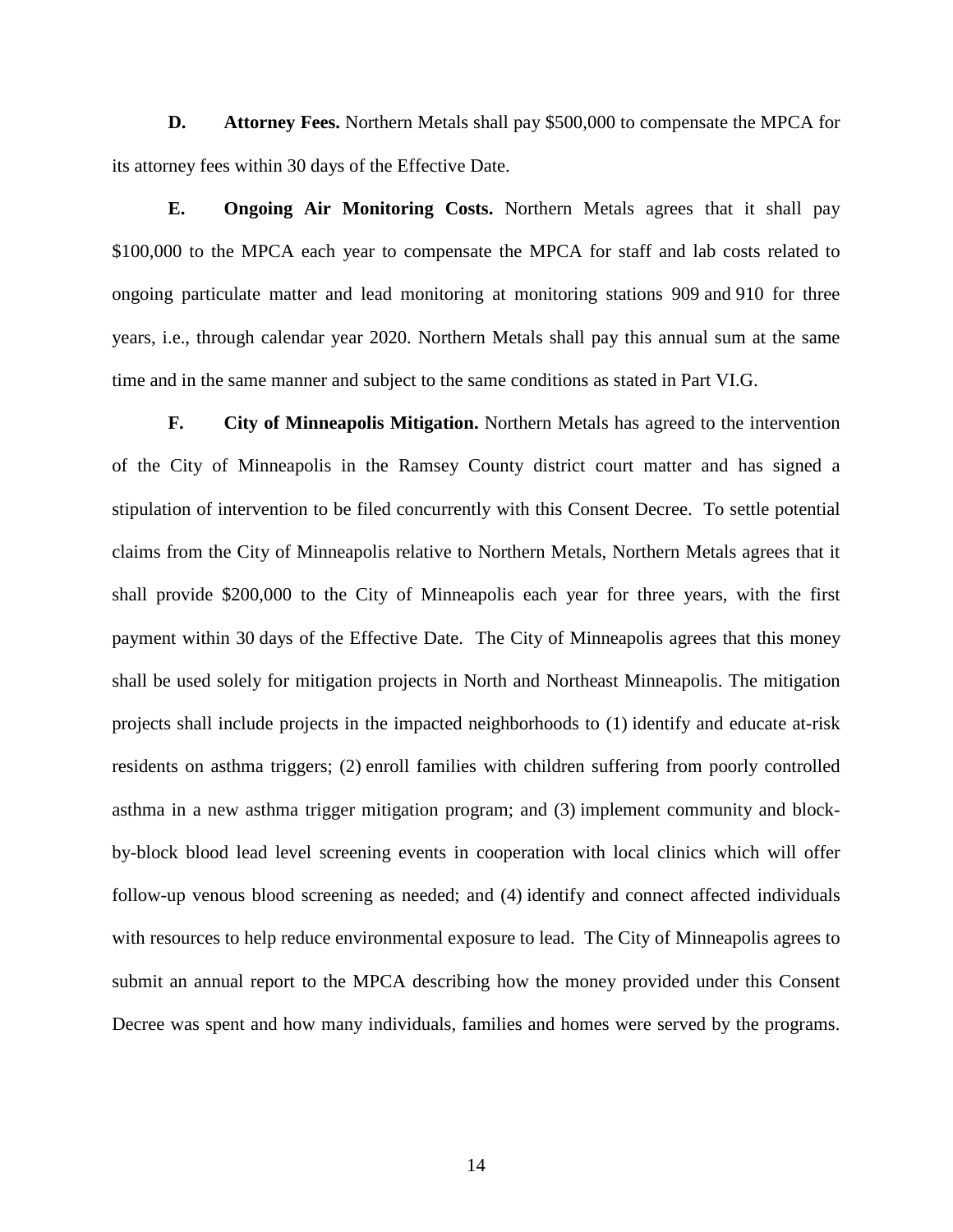**D. Attorney Fees.** Northern Metals shall pay $500,000 to compensate the MPCA for its attorney fees within 30 days of the Effective Date.

**E. Ongoing Air Monitoring Costs.** Northern Metals agrees that it shall pay $100,000 to the MPCA each year to compensate the MPCA for staff and lab costs related to ongoing particulate matter and lead monitoring at monitoring stations 909 and 910 for three years, i.e., through calendar year 2020. Northern Metals shall pay this annual sum at the same time and in the same manner and subject to the same conditions as stated in Part VI.G.

**F. City of Minneapolis Mitigation.** Northern Metals has agreed to the intervention of the City of Minneapolis in the Ramsey County district court matter and has signed a stipulation of intervention to be filed concurrently with this Consent Decree. To settle potential claims from the City of Minneapolis relative to Northern Metals, Northern Metals agrees that it shall provide $200,000 to the City of Minneapolis each year for three years, with the first payment within 30 days of the Effective Date. The City of Minneapolis agrees that this money shall be used solely for mitigation projects in North and Northeast Minneapolis. The mitigation projects shall include projects in the impacted neighborhoods to (1) identify and educate at-risk residents on asthma triggers; (2) enroll families with children suffering from poorly controlled asthma in a new asthma trigger mitigation program; and (3) implement community and block-by-block blood lead level screening events in cooperation with local clinics which will offer follow-up venous blood screening as needed; and (4) identify and connect affected individuals with resources to help reduce environmental exposure to lead. The City of Minneapolis agrees to submit an annual report to the MPCA describing how the money provided under this Consent Decree was spent and how many individuals, families and homes were served by the programs.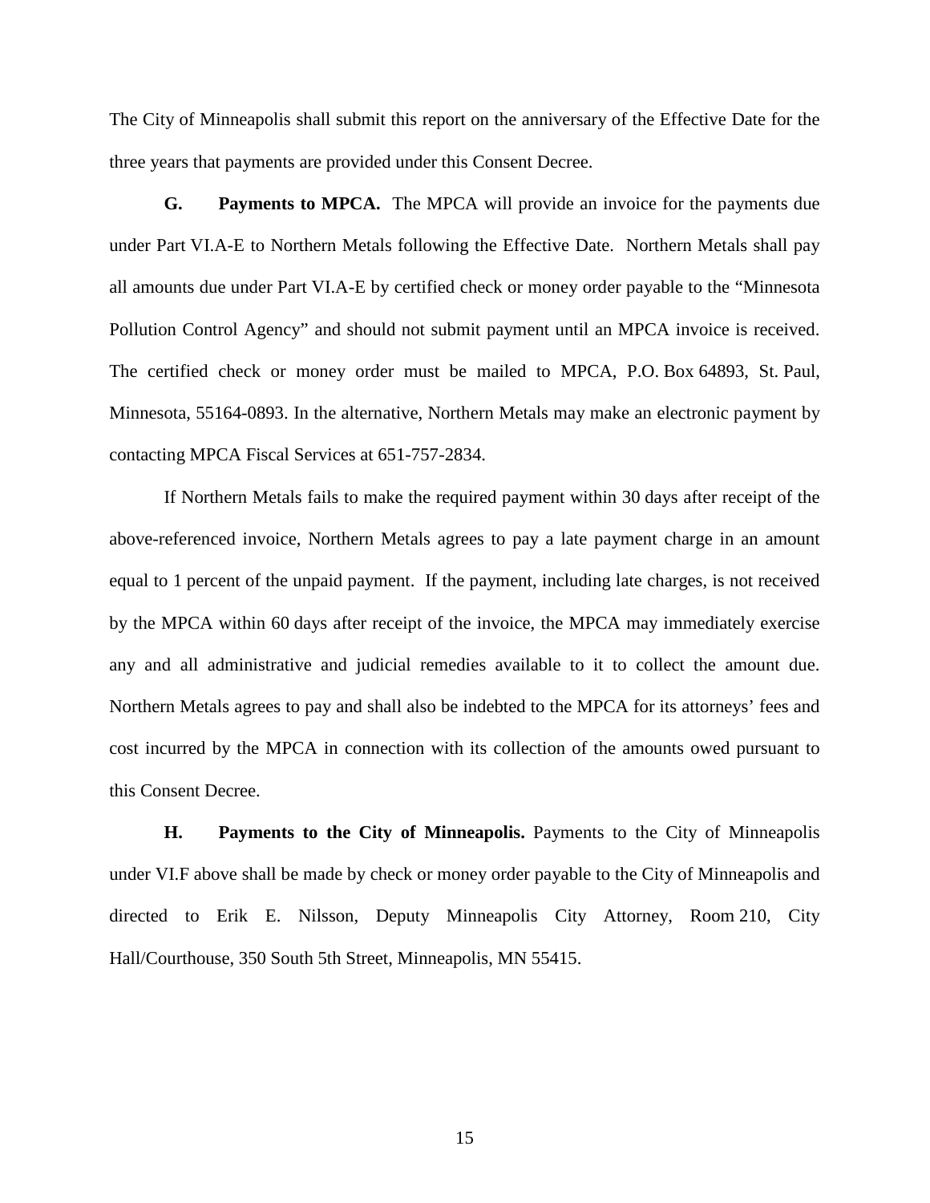The City of Minneapolis shall submit this report on the anniversary of the Effective Date for the three years that payments are provided under this Consent Decree.

**G. Payments to MPCA.** The MPCA will provide an invoice for the payments due under Part VI.A-E to Northern Metals following the Effective Date. Northern Metals shall pay all amounts due under Part VI.A-E by certified check or money order payable to the "Minnesota Pollution Control Agency" and should not submit payment until an MPCA invoice is received. The certified check or money order must be mailed to MPCA, P.O. Box 64893, St. Paul, Minnesota, 55164-0893. In the alternative, Northern Metals may make an electronic payment by contacting MPCA Fiscal Services at 651-757-2834.

If Northern Metals fails to make the required payment within 30 days after receipt of the above-referenced invoice, Northern Metals agrees to pay a late payment charge in an amount equal to 1 percent of the unpaid payment. If the payment, including late charges, is not received by the MPCA within 60 days after receipt of the invoice, the MPCA may immediately exercise any and all administrative and judicial remedies available to it to collect the amount due. Northern Metals agrees to pay and shall also be indebted to the MPCA for its attorneys' fees and cost incurred by the MPCA in connection with its collection of the amounts owed pursuant to this Consent Decree.

**H. Payments to the City of Minneapolis.** Payments to the City of Minneapolis under VI.F above shall be made by check or money order payable to the City of Minneapolis and directed to Erik E. Nilsson, Deputy Minneapolis City Attorney, Room 210, City Hall/Courthouse, 350 South 5th Street, Minneapolis, MN 55415.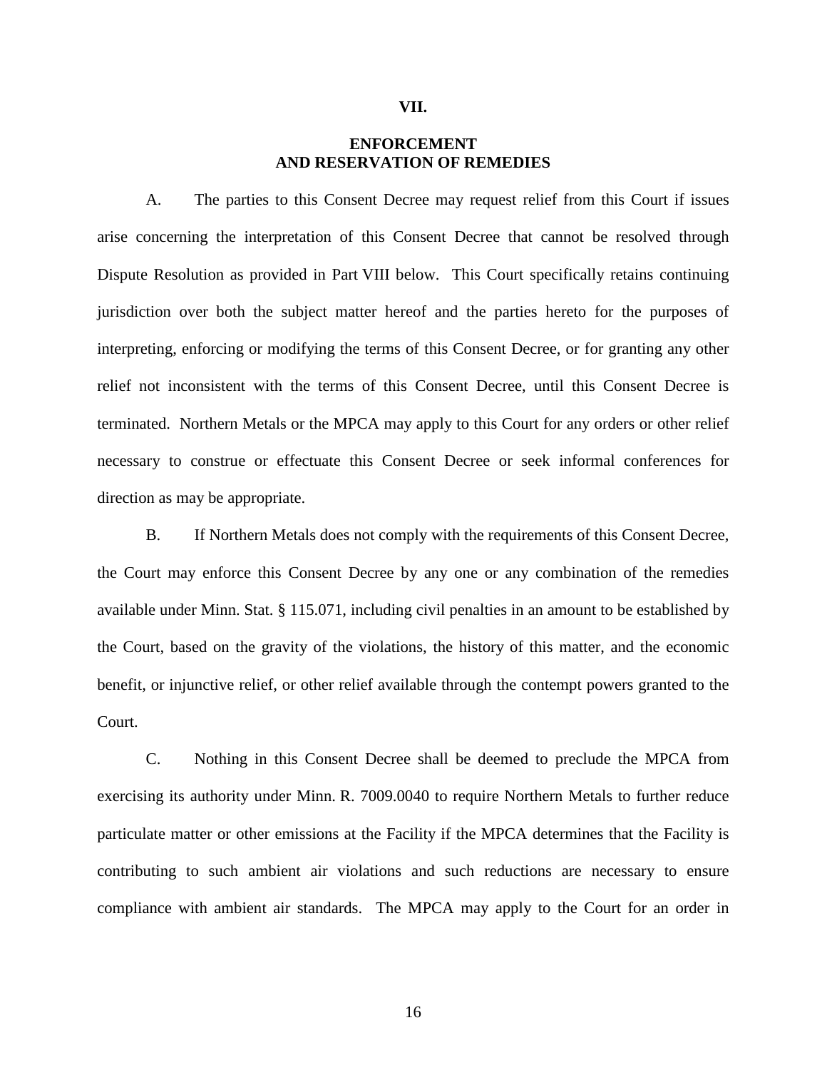## VII.

## ENFORCEMENT AND RESERVATION OF REMEDIES

A. The parties to this Consent Decree may request relief from this Court if issues arise concerning the interpretation of this Consent Decree that cannot be resolved through Dispute Resolution as provided in Part VIII below. This Court specifically retains continuing jurisdiction over both the subject matter hereof and the parties hereto for the purposes of interpreting, enforcing or modifying the terms of this Consent Decree, or for granting any other relief not inconsistent with the terms of this Consent Decree, until this Consent Decree is terminated. Northern Metals or the MPCA may apply to this Court for any orders or other relief necessary to construe or effectuate this Consent Decree or seek informal conferences for direction as may be appropriate.

B. If Northern Metals does not comply with the requirements of this Consent Decree, the Court may enforce this Consent Decree by any one or any combination of the remedies available under Minn. Stat. § 115.071, including civil penalties in an amount to be established by the Court, based on the gravity of the violations, the history of this matter, and the economic benefit, or injunctive relief, or other relief available through the contempt powers granted to the Court.

C. Nothing in this Consent Decree shall be deemed to preclude the MPCA from exercising its authority under Minn. R. 7009.0040 to require Northern Metals to further reduce particulate matter or other emissions at the Facility if the MPCA determines that the Facility is contributing to such ambient air violations and such reductions are necessary to ensure compliance with ambient air standards. The MPCA may apply to the Court for an order in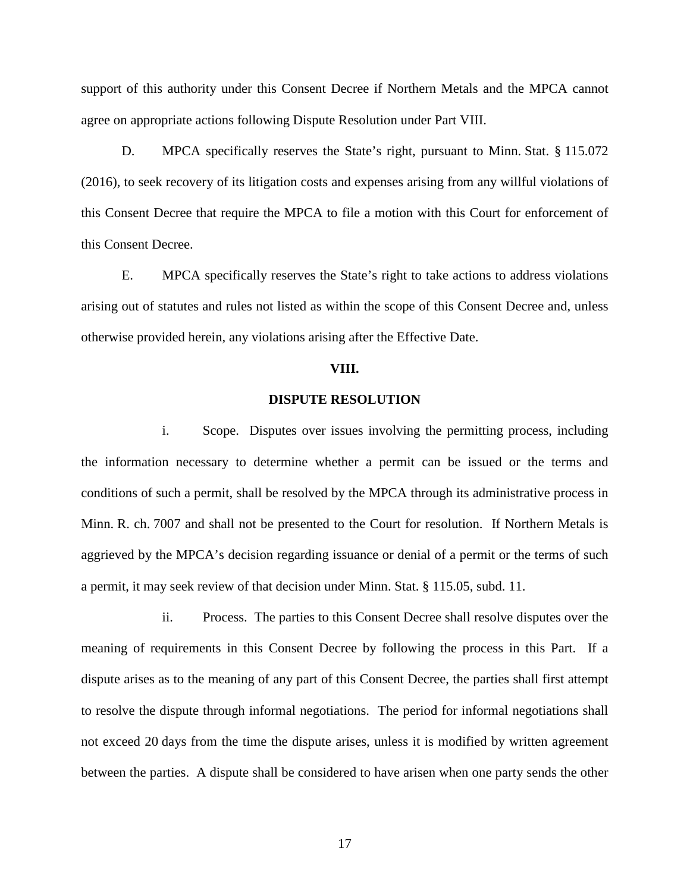support of this authority under this Consent Decree if Northern Metals and the MPCA cannot agree on appropriate actions following Dispute Resolution under Part VIII.

D. MPCA specifically reserves the State's right, pursuant to Minn. Stat. § 115.072 (2016), to seek recovery of its litigation costs and expenses arising from any willful violations of this Consent Decree that require the MPCA to file a motion with this Court for enforcement of this Consent Decree.

E. MPCA specifically reserves the State's right to take actions to address violations arising out of statutes and rules not listed as within the scope of this Consent Decree and, unless otherwise provided herein, any violations arising after the Effective Date.

## VIII.

## DISPUTE RESOLUTION

i. Scope. Disputes over issues involving the permitting process, including the information necessary to determine whether a permit can be issued or the terms and conditions of such a permit, shall be resolved by the MPCA through its administrative process in Minn. R. ch. 7007 and shall not be presented to the Court for resolution. If Northern Metals is aggrieved by the MPCA's decision regarding issuance or denial of a permit or the terms of such a permit, it may seek review of that decision under Minn. Stat. § 115.05, subd. 11.

ii. Process. The parties to this Consent Decree shall resolve disputes over the meaning of requirements in this Consent Decree by following the process in this Part. If a dispute arises as to the meaning of any part of this Consent Decree, the parties shall first attempt to resolve the dispute through informal negotiations. The period for informal negotiations shall not exceed 20 days from the time the dispute arises, unless it is modified by written agreement between the parties. A dispute shall be considered to have arisen when one party sends the other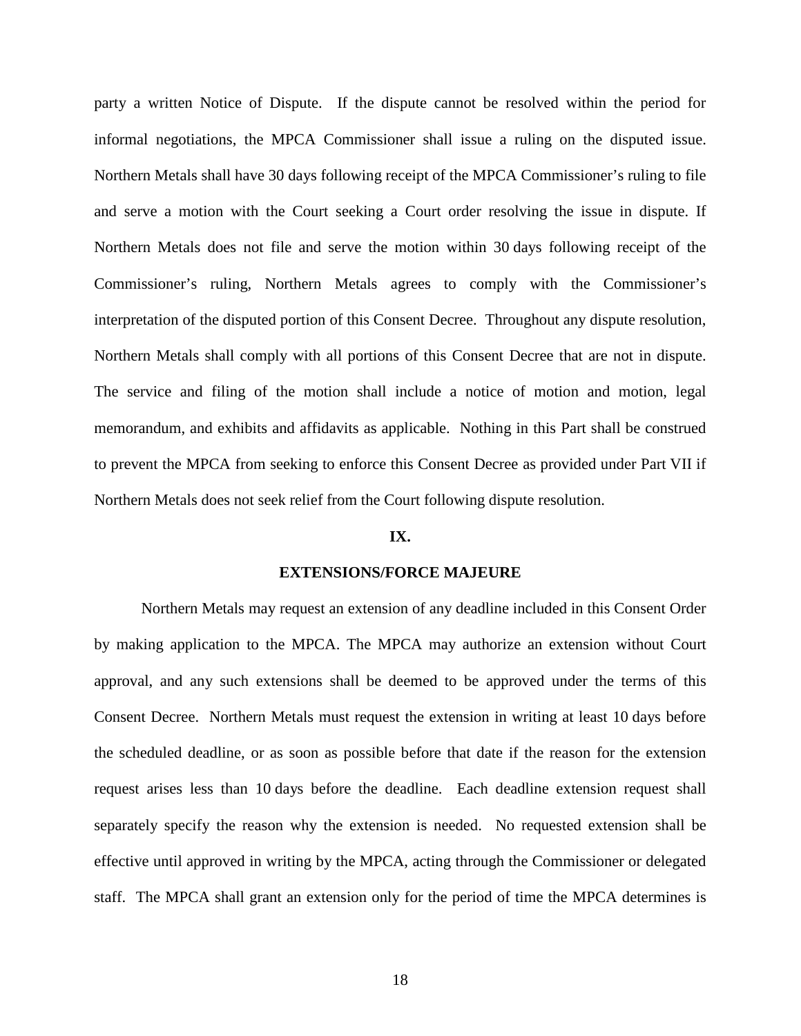party a written Notice of Dispute. If the dispute cannot be resolved within the period for informal negotiations, the MPCA Commissioner shall issue a ruling on the disputed issue. Northern Metals shall have 30 days following receipt of the MPCA Commissioner's ruling to file and serve a motion with the Court seeking a Court order resolving the issue in dispute. If Northern Metals does not file and serve the motion within 30 days following receipt of the Commissioner's ruling, Northern Metals agrees to comply with the Commissioner's interpretation of the disputed portion of this Consent Decree. Throughout any dispute resolution, Northern Metals shall comply with all portions of this Consent Decree that are not in dispute. The service and filing of the motion shall include a notice of motion and motion, legal memorandum, and exhibits and affidavits as applicable. Nothing in this Part shall be construed to prevent the MPCA from seeking to enforce this Consent Decree as provided under Part VII if Northern Metals does not seek relief from the Court following dispute resolution.

## IX.

## EXTENSIONS/FORCE MAJEURE

Northern Metals may request an extension of any deadline included in this Consent Order by making application to the MPCA. The MPCA may authorize an extension without Court approval, and any such extensions shall be deemed to be approved under the terms of this Consent Decree. Northern Metals must request the extension in writing at least 10 days before the scheduled deadline, or as soon as possible before that date if the reason for the extension request arises less than 10 days before the deadline. Each deadline extension request shall separately specify the reason why the extension is needed. No requested extension shall be effective until approved in writing by the MPCA, acting through the Commissioner or delegated staff. The MPCA shall grant an extension only for the period of time the MPCA determines is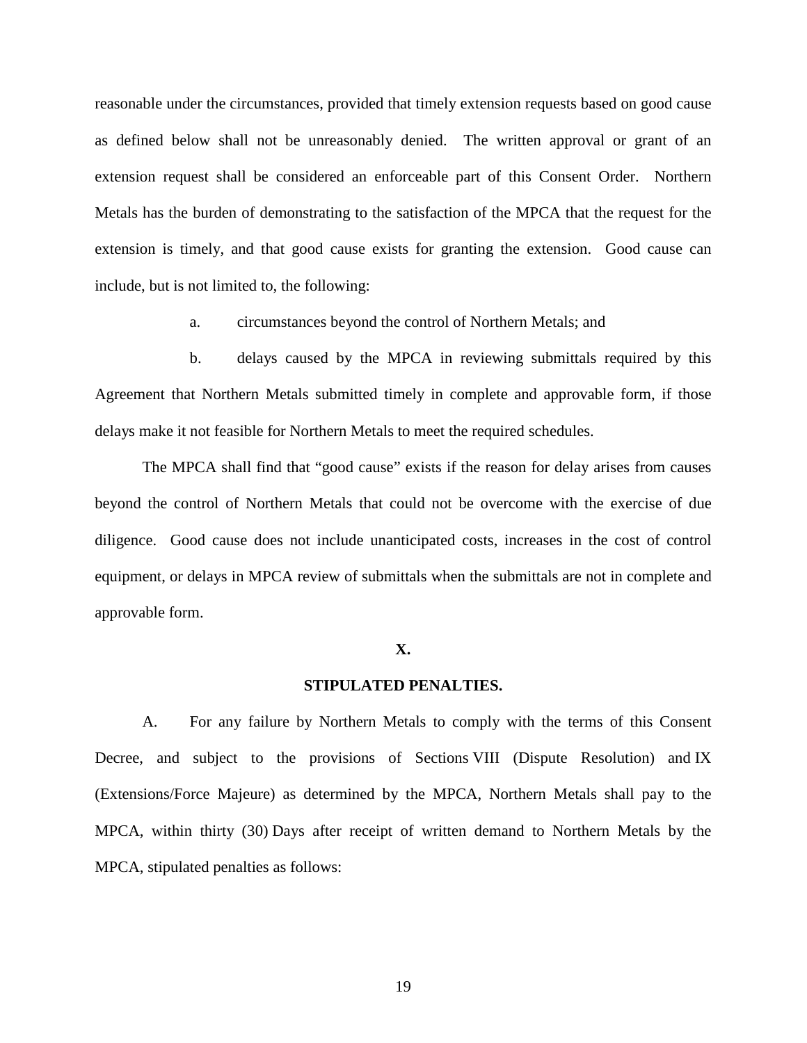reasonable under the circumstances, provided that timely extension requests based on good cause as defined below shall not be unreasonably denied. The written approval or grant of an extension request shall be considered an enforceable part of this Consent Order. Northern Metals has the burden of demonstrating to the satisfaction of the MPCA that the request for the extension is timely, and that good cause exists for granting the extension. Good cause can include, but is not limited to, the following:

a. circumstances beyond the control of Northern Metals; and

b. delays caused by the MPCA in reviewing submittals required by this Agreement that Northern Metals submitted timely in complete and approvable form, if those delays make it not feasible for Northern Metals to meet the required schedules.

The MPCA shall find that "good cause" exists if the reason for delay arises from causes beyond the control of Northern Metals that could not be overcome with the exercise of due diligence. Good cause does not include unanticipated costs, increases in the cost of control equipment, or delays in MPCA review of submittals when the submittals are not in complete and approvable form.

## X.

## STIPULATED PENALTIES.

A. For any failure by Northern Metals to comply with the terms of this Consent Decree, and subject to the provisions of Sections VIII (Dispute Resolution) and IX (Extensions/Force Majeure) as determined by the MPCA, Northern Metals shall pay to the MPCA, within thirty (30) Days after receipt of written demand to Northern Metals by the MPCA, stipulated penalties as follows: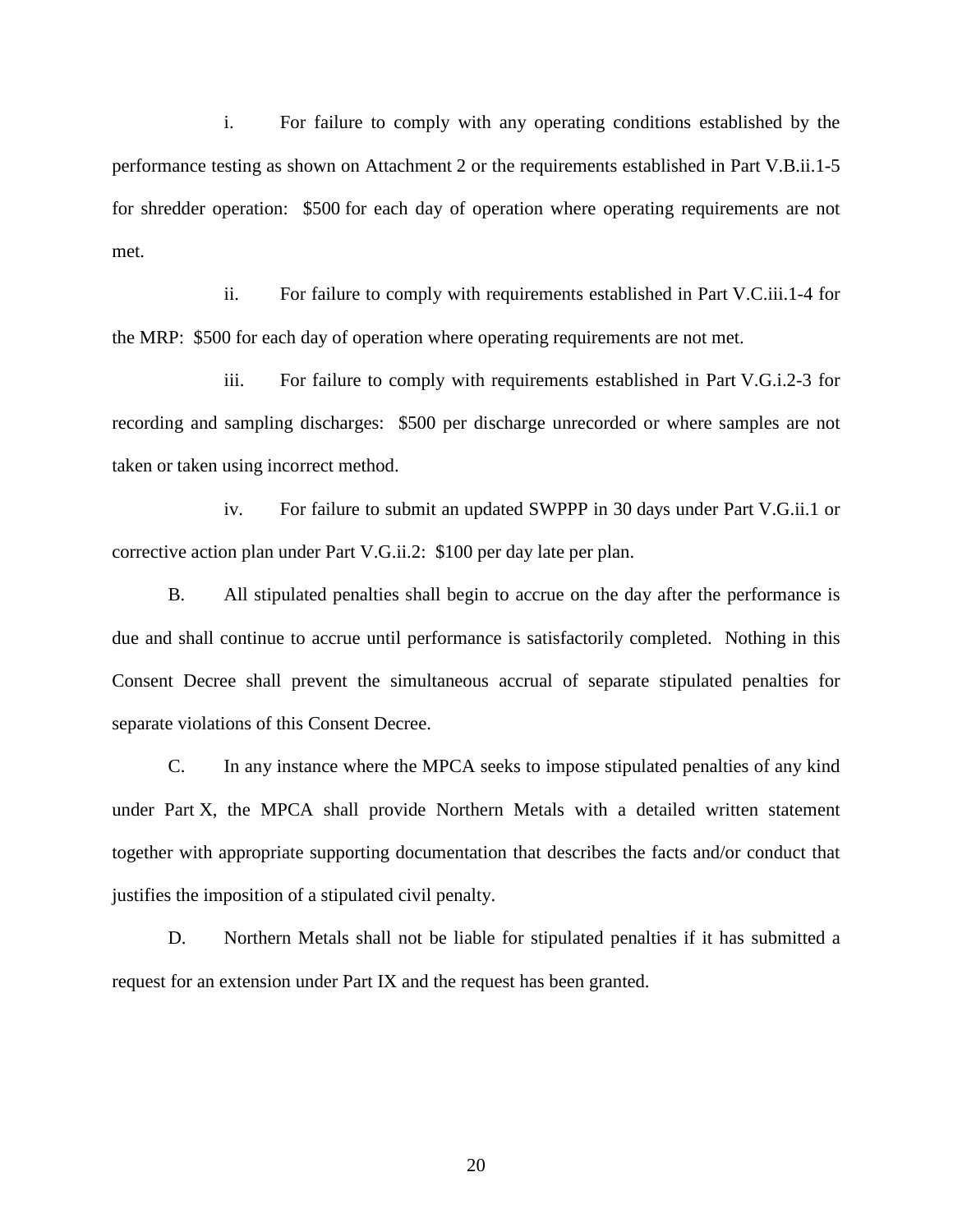i. For failure to comply with any operating conditions established by the performance testing as shown on Attachment 2 or the requirements established in Part V.B.ii.1-5 for shredder operation: $500 for each day of operation where operating requirements are not met.

ii. For failure to comply with requirements established in Part V.C.iii.1-4 for the MRP: $500 for each day of operation where operating requirements are not met.

iii. For failure to comply with requirements established in Part V.G.i.2-3 for recording and sampling discharges: $500 per discharge unrecorded or where samples are not taken or taken using incorrect method.

iv. For failure to submit an updated SWPPP in 30 days under Part V.G.ii.1 or corrective action plan under Part V.G.ii.2: $100 per day late per plan.

B. All stipulated penalties shall begin to accrue on the day after the performance is due and shall continue to accrue until performance is satisfactorily completed. Nothing in this Consent Decree shall prevent the simultaneous accrual of separate stipulated penalties for separate violations of this Consent Decree.

C. In any instance where the MPCA seeks to impose stipulated penalties of any kind under Part X, the MPCA shall provide Northern Metals with a detailed written statement together with appropriate supporting documentation that describes the facts and/or conduct that justifies the imposition of a stipulated civil penalty.

D. Northern Metals shall not be liable for stipulated penalties if it has submitted a request for an extension under Part IX and the request has been granted.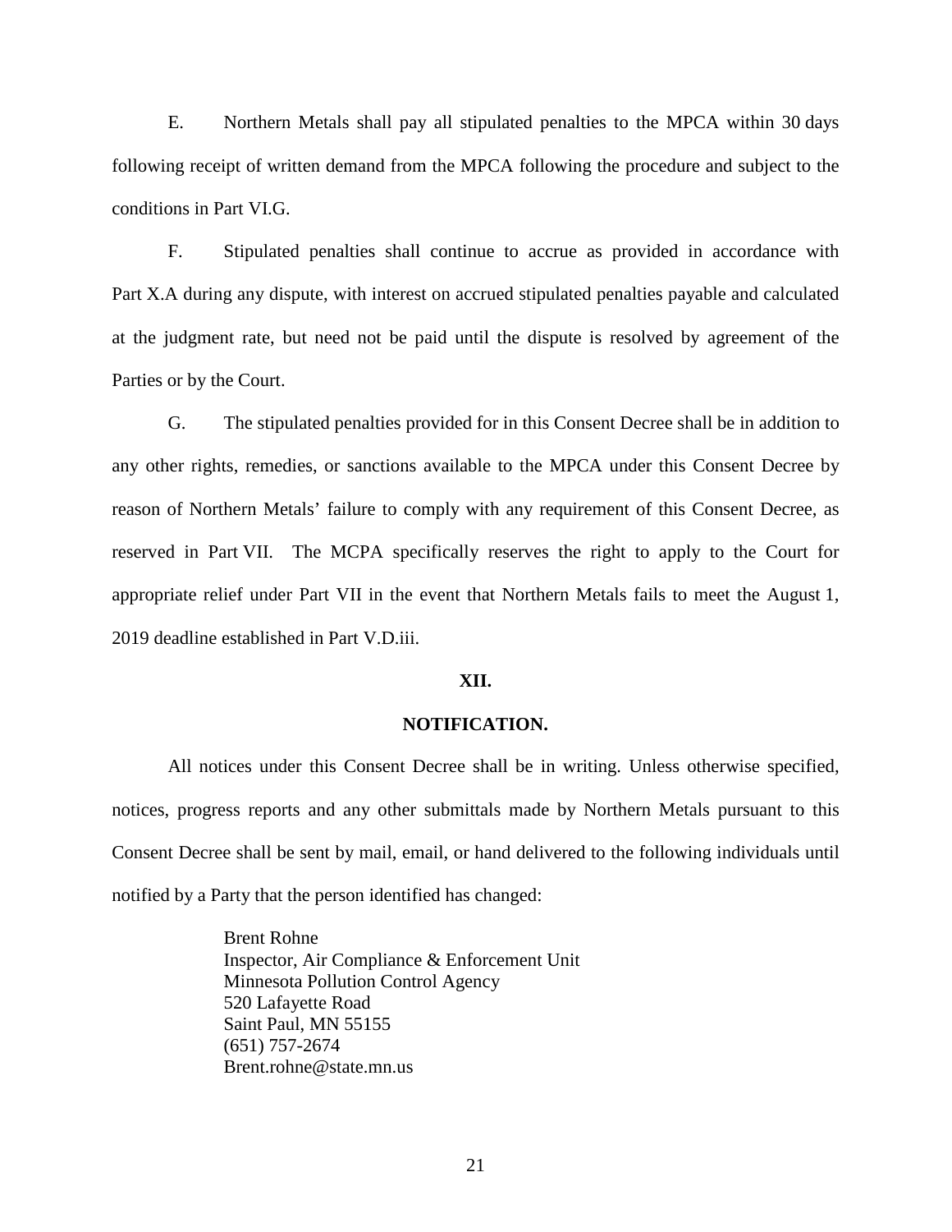E. Northern Metals shall pay all stipulated penalties to the MPCA within 30 days following receipt of written demand from the MPCA following the procedure and subject to the conditions in Part VI.G.

F. Stipulated penalties shall continue to accrue as provided in accordance with Part X.A during any dispute, with interest on accrued stipulated penalties payable and calculated at the judgment rate, but need not be paid until the dispute is resolved by agreement of the Parties or by the Court.

G. The stipulated penalties provided for in this Consent Decree shall be in addition to any other rights, remedies, or sanctions available to the MPCA under this Consent Decree by reason of Northern Metals' failure to comply with any requirement of this Consent Decree, as reserved in Part VII. The MCPA specifically reserves the right to apply to the Court for appropriate relief under Part VII in the event that Northern Metals fails to meet the August 1, 2019 deadline established in Part V.D.iii.

## XII.

## NOTIFICATION.

All notices under this Consent Decree shall be in writing. Unless otherwise specified, notices, progress reports and any other submittals made by Northern Metals pursuant to this Consent Decree shall be sent by mail, email, or hand delivered to the following individuals until notified by a Party that the person identified has changed:

Brent Rohne
Inspector, Air Compliance & Enforcement Unit
Minnesota Pollution Control Agency
520 Lafayette Road
Saint Paul, MN 55155
(651) 757-2674
Brent.rohne@state.mn.us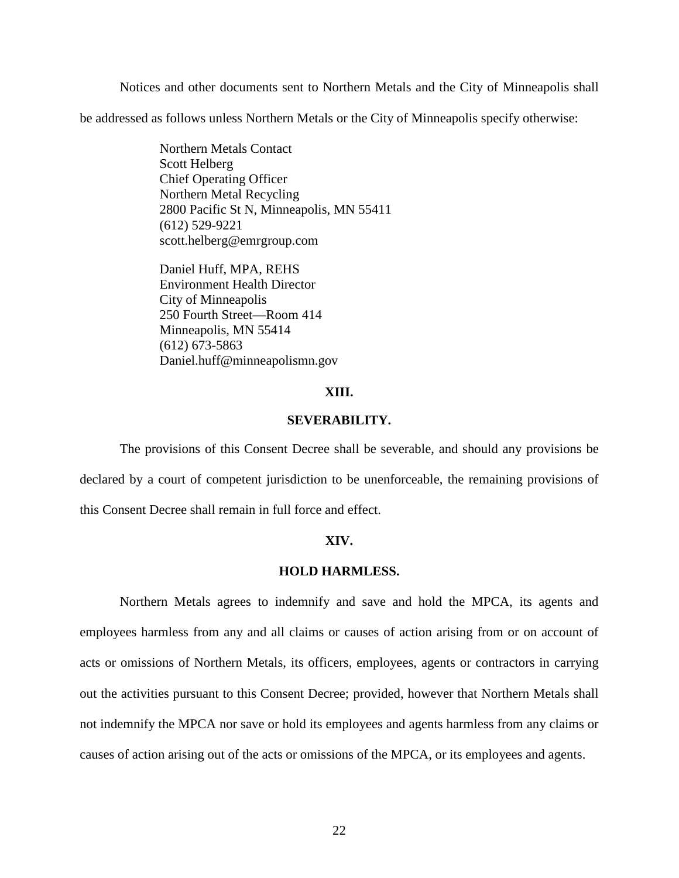Notices and other documents sent to Northern Metals and the City of Minneapolis shall be addressed as follows unless Northern Metals or the City of Minneapolis specify otherwise:

Northern Metals Contact  
Scott Helberg  
Chief Operating Officer  
Northern Metal Recycling  
2800 Pacific St N, Minneapolis, MN 55411  
(612) 529-9221  
scott.helberg@emrgroup.com

Daniel Huff, MPA, REHS  
Environment Health Director  
City of Minneapolis  
250 Fourth Street—Room 414  
Minneapolis, MN 55414  
(612) 673-5863  
Daniel.huff@minneapolismn.gov

## XIII.

## SEVERABILITY.

The provisions of this Consent Decree shall be severable, and should any provisions be declared by a court of competent jurisdiction to be unenforceable, the remaining provisions of this Consent Decree shall remain in full force and effect.

## XIV.

## HOLD HARMLESS.

Northern Metals agrees to indemnify and save and hold the MPCA, its agents and employees harmless from any and all claims or causes of action arising from or on account of acts or omissions of Northern Metals, its officers, employees, agents or contractors in carrying out the activities pursuant to this Consent Decree; provided, however that Northern Metals shall not indemnify the MPCA nor save or hold its employees and agents harmless from any claims or causes of action arising out of the acts or omissions of the MPCA, or its employees and agents.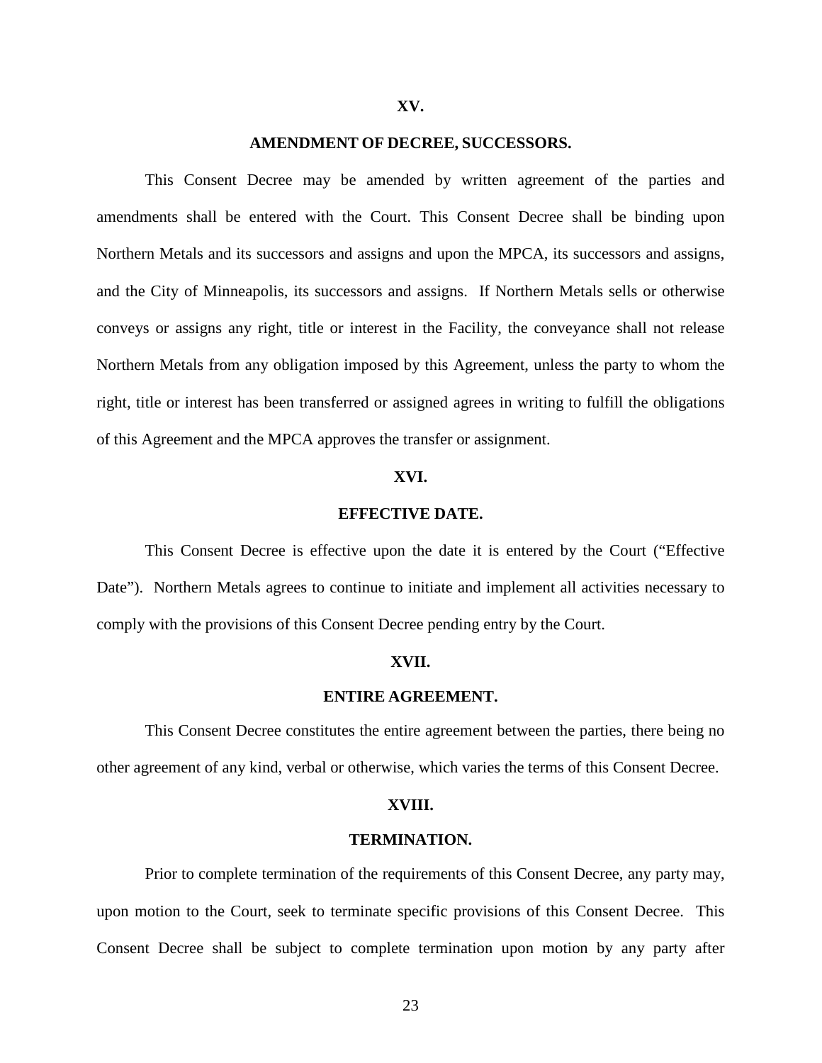## XV.

## AMENDMENT OF DECREE, SUCCESSORS.

This Consent Decree may be amended by written agreement of the parties and amendments shall be entered with the Court. This Consent Decree shall be binding upon Northern Metals and its successors and assigns and upon the MPCA, its successors and assigns, and the City of Minneapolis, its successors and assigns. If Northern Metals sells or otherwise conveys or assigns any right, title or interest in the Facility, the conveyance shall not release Northern Metals from any obligation imposed by this Agreement, unless the party to whom the right, title or interest has been transferred or assigned agrees in writing to fulfill the obligations of this Agreement and the MPCA approves the transfer or assignment.

## XVI.

## EFFECTIVE DATE.

This Consent Decree is effective upon the date it is entered by the Court ("Effective Date"). Northern Metals agrees to continue to initiate and implement all activities necessary to comply with the provisions of this Consent Decree pending entry by the Court.

## XVII.

## ENTIRE AGREEMENT.

This Consent Decree constitutes the entire agreement between the parties, there being no other agreement of any kind, verbal or otherwise, which varies the terms of this Consent Decree.

## XVIII.

## TERMINATION.

Prior to complete termination of the requirements of this Consent Decree, any party may, upon motion to the Court, seek to terminate specific provisions of this Consent Decree. This Consent Decree shall be subject to complete termination upon motion by any party after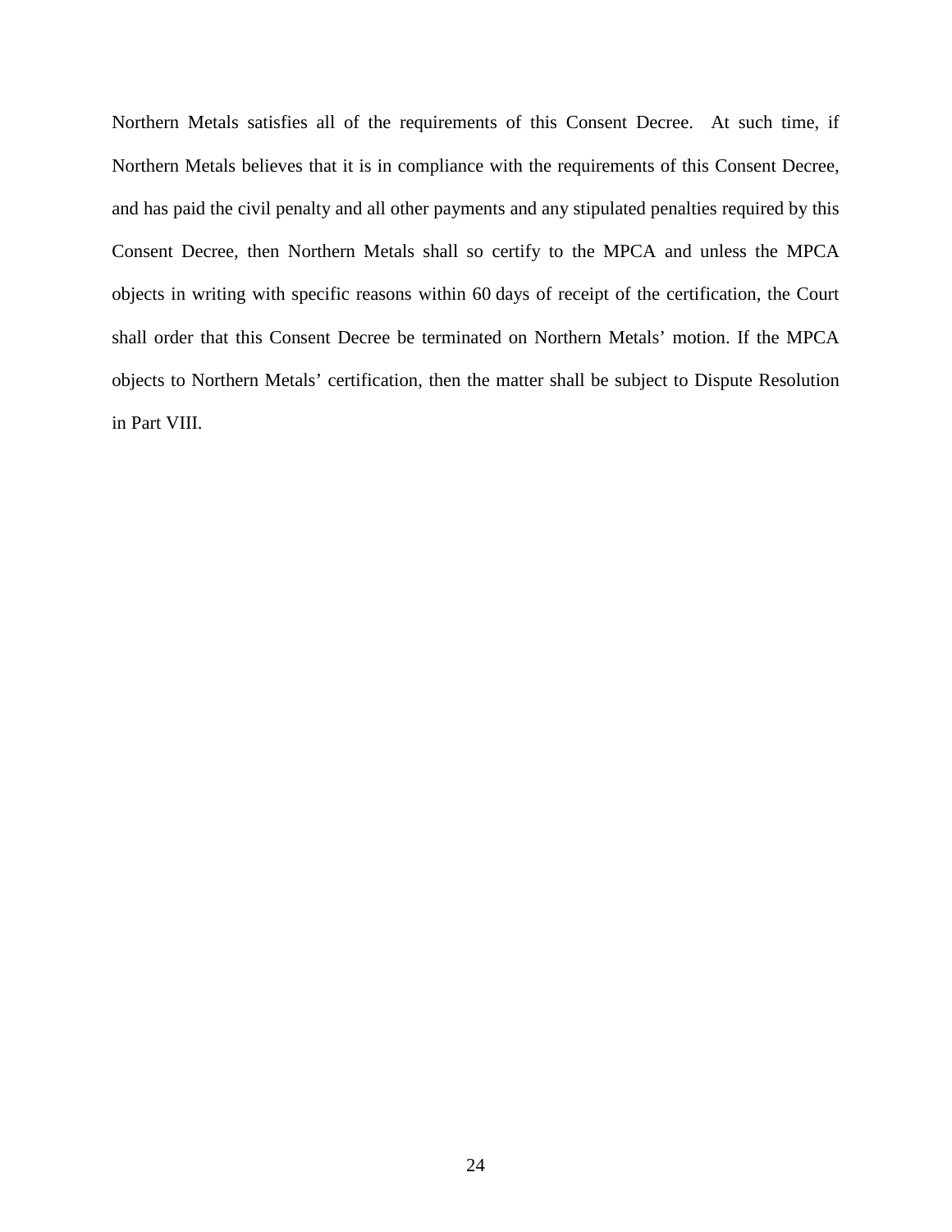Northern Metals satisfies all of the requirements of this Consent Decree. At such time, if Northern Metals believes that it is in compliance with the requirements of this Consent Decree, and has paid the civil penalty and all other payments and any stipulated penalties required by this Consent Decree, then Northern Metals shall so certify to the MPCA and unless the MPCA objects in writing with specific reasons within 60 days of receipt of the certification, the Court shall order that this Consent Decree be terminated on Northern Metals' motion. If the MPCA objects to Northern Metals' certification, then the matter shall be subject to Dispute Resolution in Part VIII.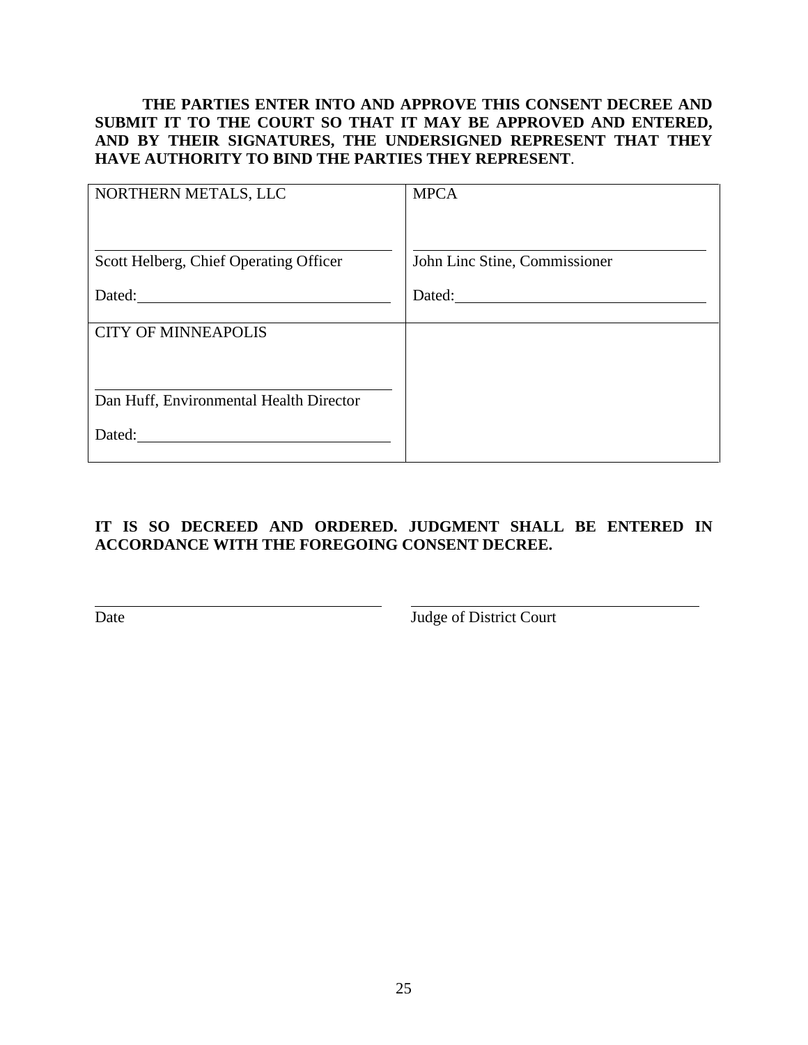**THE PARTIES ENTER INTO AND APPROVE THIS CONSENT DECREE AND SUBMIT IT TO THE COURT SO THAT IT MAY BE APPROVED AND ENTERED, AND BY THEIR SIGNATURES, THE UNDERSIGNED REPRESENT THAT THEY HAVE AUTHORITY TO BIND THE PARTIES THEY REPRESENT**.

| | |
|---|---|
| NORTHERN METALS, LLC<br><br>\_\_\_\_\_\_\_\_\_\_\_\_\_\_\_\_\_\_\_\_\_\_\_\_\_\_\_\_\_\_<br>Scott Helberg, Chief Operating Officer<br><br>Dated:\_\_\_\_\_\_\_\_\_\_\_\_\_\_\_\_\_\_\_\_\_\_\_\_ | MPCA<br><br>\_\_\_\_\_\_\_\_\_\_\_\_\_\_\_\_\_\_\_\_\_\_\_\_\_\_\_\_\_\_<br>John Linc Stine, Commissioner<br><br>Dated:\_\_\_\_\_\_\_\_\_\_\_\_\_\_\_\_\_\_\_\_\_\_\_\_ |
| CITY OF MINNEAPOLIS<br><br>\_\_\_\_\_\_\_\_\_\_\_\_\_\_\_\_\_\_\_\_\_\_\_\_\_\_\_\_\_\_<br>Dan Huff, Environmental Health Director<br><br>Dated:\_\_\_\_\_\_\_\_\_\_\_\_\_\_\_\_\_\_\_\_\_\_\_\_ | |

**IT IS SO DECREED AND ORDERED. JUDGMENT SHALL BE ENTERED IN ACCORDANCE WITH THE FOREGOING CONSENT DECREE.**

\_\_\_\_\_\_\_\_\_\_\_\_\_\_\_\_\_\_\_\_\_\_\_\_\_\_\_\_\_\_ &nbsp;&nbsp;&nbsp;&nbsp; \_\_\_\_\_\_\_\_\_\_\_\_\_\_\_\_\_\_\_\_\_\_\_\_\_\_\_\_\_\_
Date &nbsp;&nbsp;&nbsp;&nbsp; Judge of District Court